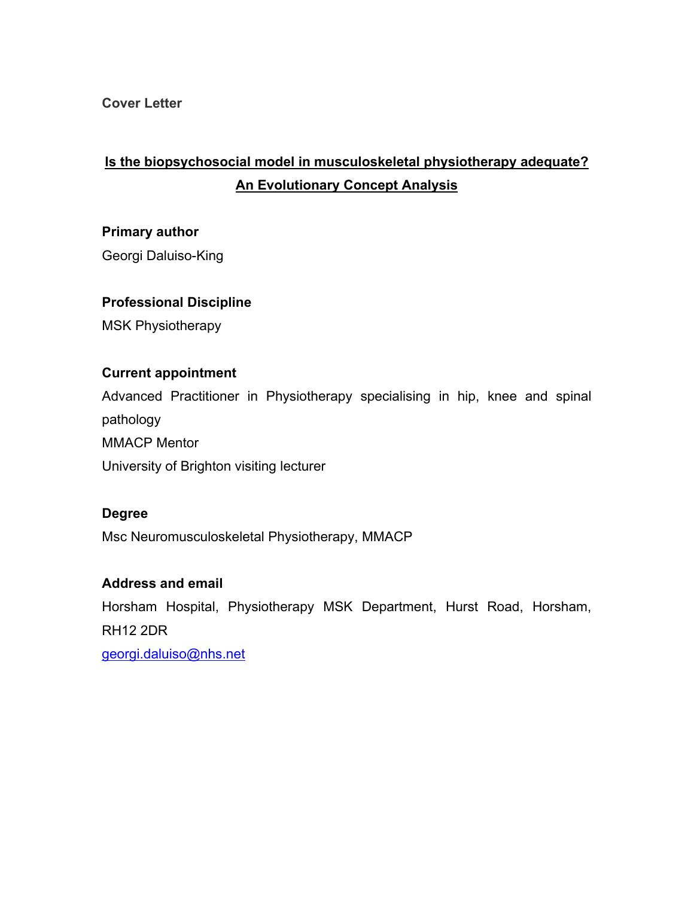**Cover Letter**

# Is the biopsychosocial model in musculoskeletal physiotherapy adequate? An Evolutionary Concept Analysis

**Primary author**

Georgi Daluiso-King

**Professional Discipline**

MSK Physiotherapy

**Current appointment**

Advanced Practitioner in Physiotherapy specialising in hip, knee and spinal pathology

MMACP Mentor

University of Brighton visiting lecturer

**Degree**

Msc Neuromusculoskeletal Physiotherapy, MMACP

**Address and email**

Horsham Hospital, Physiotherapy MSK Department, Hurst Road, Horsham, RH12 2DR

georgi.daluiso@nhs.net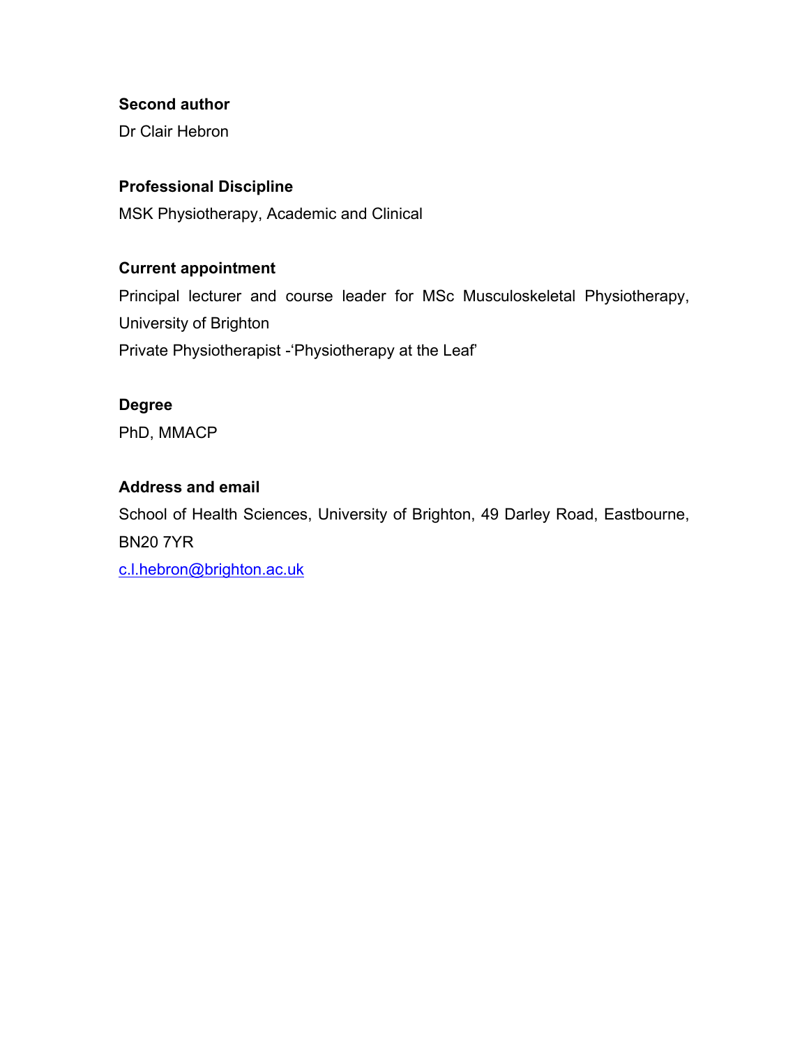**Second author**

Dr Clair Hebron

**Professional Discipline**

MSK Physiotherapy, Academic and Clinical

**Current appointment**

Principal lecturer and course leader for MSc Musculoskeletal Physiotherapy, University of Brighton

Private Physiotherapist -'Physiotherapy at the Leaf'

**Degree**

PhD, MMACP

**Address and email**

School of Health Sciences, University of Brighton, 49 Darley Road, Eastbourne, BN20 7YR

c.l.hebron@brighton.ac.uk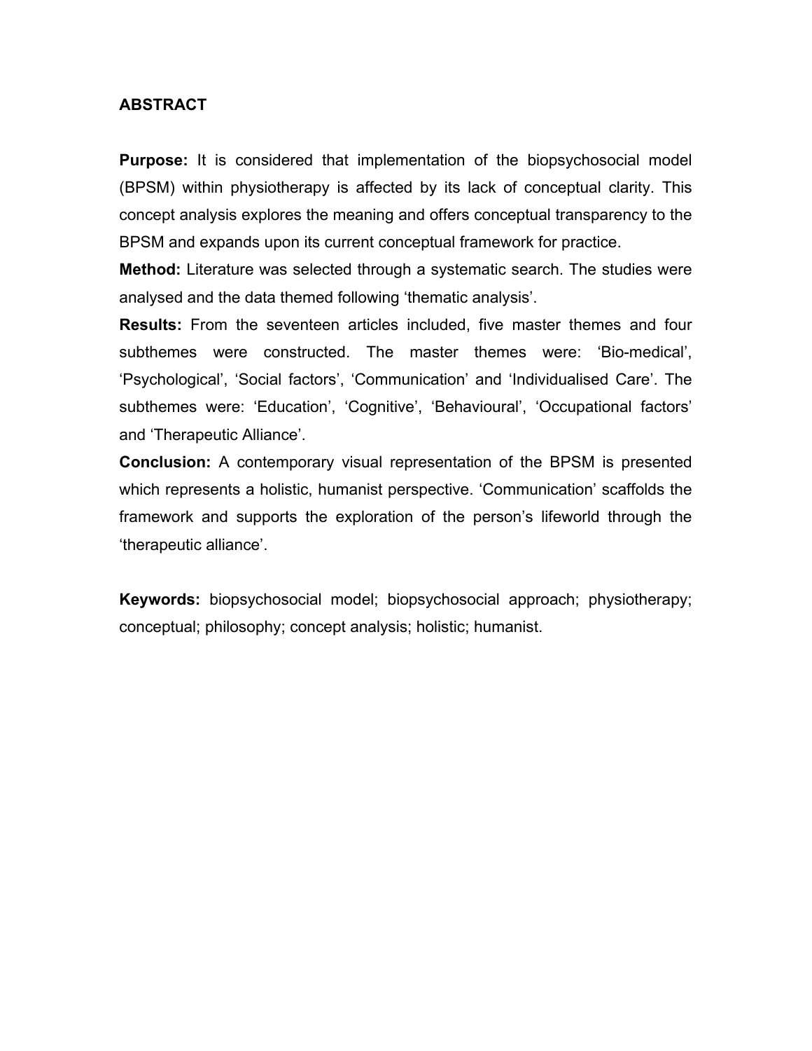## ABSTRACT

**Purpose:** It is considered that implementation of the biopsychosocial model (BPSM) within physiotherapy is affected by its lack of conceptual clarity. This concept analysis explores the meaning and offers conceptual transparency to the BPSM and expands upon its current conceptual framework for practice.

**Method:** Literature was selected through a systematic search. The studies were analysed and the data themed following 'thematic analysis'.

**Results:** From the seventeen articles included, five master themes and four subthemes were constructed. The master themes were: 'Bio-medical', 'Psychological', 'Social factors', 'Communication' and 'Individualised Care'. The subthemes were: 'Education', 'Cognitive', 'Behavioural', 'Occupational factors' and 'Therapeutic Alliance'.

**Conclusion:** A contemporary visual representation of the BPSM is presented which represents a holistic, humanist perspective. 'Communication' scaffolds the framework and supports the exploration of the person's lifeworld through the 'therapeutic alliance'.

**Keywords:** biopsychosocial model; biopsychosocial approach; physiotherapy; conceptual; philosophy; concept analysis; holistic; humanist.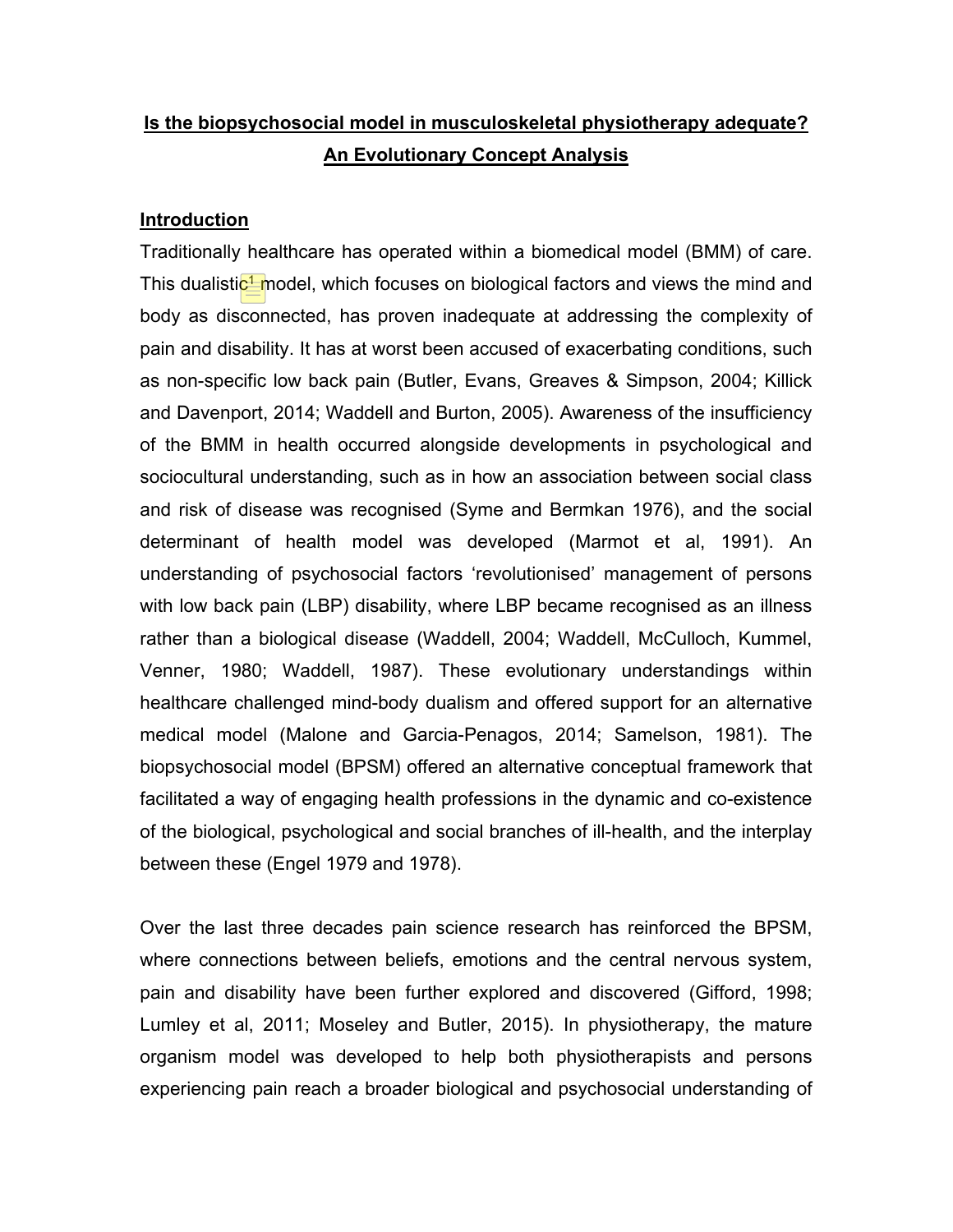**Is the biopsychosocial model in musculoskeletal physiotherapy adequate? An Evolutionary Concept Analysis**

## Introduction

Traditionally healthcare has operated within a biomedical model (BMM) of care. This dualistic[1] model, which focuses on biological factors and views the mind and body as disconnected, has proven inadequate at addressing the complexity of pain and disability. It has at worst been accused of exacerbating conditions, such as non-specific low back pain (Butler, Evans, Greaves & Simpson, 2004; Killick and Davenport, 2014; Waddell and Burton, 2005). Awareness of the insufficiency of the BMM in health occurred alongside developments in psychological and sociocultural understanding, such as in how an association between social class and risk of disease was recognised (Syme and Bermkan 1976), and the social determinant of health model was developed (Marmot et al, 1991). An understanding of psychosocial factors 'revolutionised' management of persons with low back pain (LBP) disability, where LBP became recognised as an illness rather than a biological disease (Waddell, 2004; Waddell, McCulloch, Kummel, Venner, 1980; Waddell, 1987). These evolutionary understandings within healthcare challenged mind-body dualism and offered support for an alternative medical model (Malone and Garcia-Penagos, 2014; Samelson, 1981). The biopsychosocial model (BPSM) offered an alternative conceptual framework that facilitated a way of engaging health professions in the dynamic and co-existence of the biological, psychological and social branches of ill-health, and the interplay between these (Engel 1979 and 1978).

Over the last three decades pain science research has reinforced the BPSM, where connections between beliefs, emotions and the central nervous system, pain and disability have been further explored and discovered (Gifford, 1998; Lumley et al, 2011; Moseley and Butler, 2015). In physiotherapy, the mature organism model was developed to help both physiotherapists and persons experiencing pain reach a broader biological and psychosocial understanding of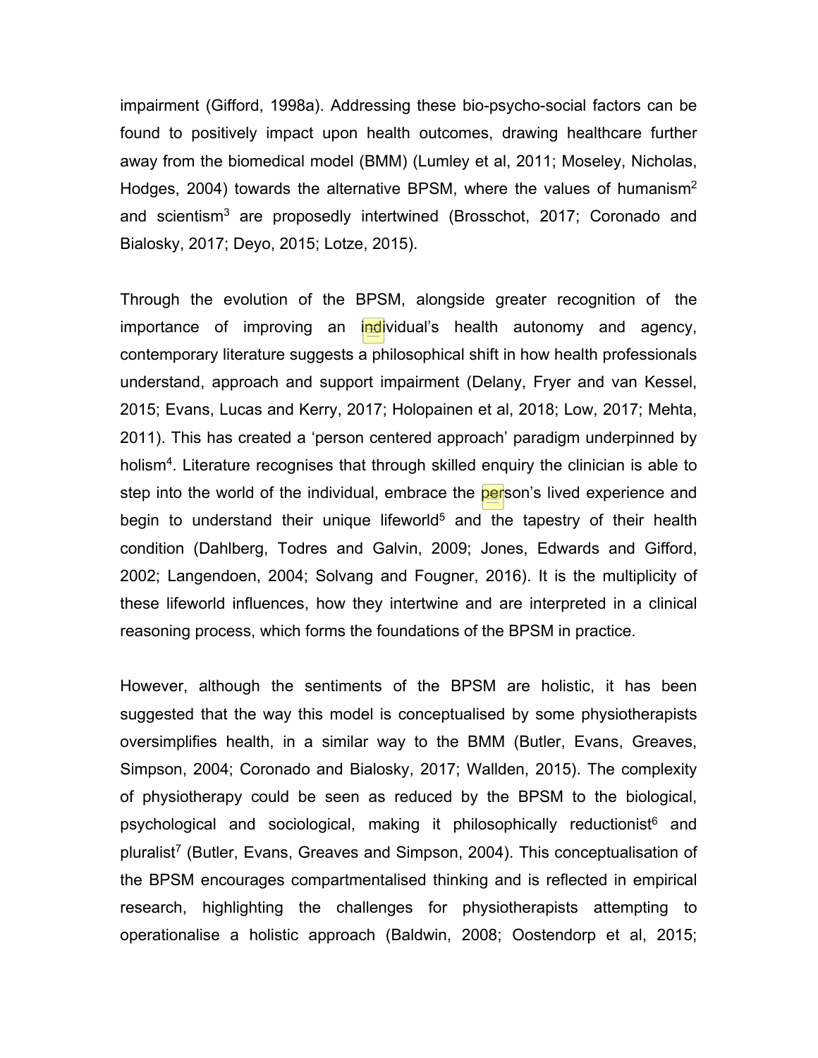impairment (Gifford, 1998a). Addressing these bio-psycho-social factors can be found to positively impact upon health outcomes, drawing healthcare further away from the biomedical model (BMM) (Lumley et al, 2011; Moseley, Nicholas, Hodges, 2004) towards the alternative BPSM, where the values of humanism[2] and scientism[3] are proposedly intertwined (Brosschot, 2017; Coronado and Bialosky, 2017; Deyo, 2015; Lotze, 2015).

Through the evolution of the BPSM, alongside greater recognition of the importance of improving an individual's health autonomy and agency, contemporary literature suggests a philosophical shift in how health professionals understand, approach and support impairment (Delany, Fryer and van Kessel, 2015; Evans, Lucas and Kerry, 2017; Holopainen et al, 2018; Low, 2017; Mehta, 2011). This has created a 'person centered approach' paradigm underpinned by holism[4]. Literature recognises that through skilled enquiry the clinician is able to step into the world of the individual, embrace the person's lived experience and begin to understand their unique lifeworld[5] and the tapestry of their health condition (Dahlberg, Todres and Galvin, 2009; Jones, Edwards and Gifford, 2002; Langendoen, 2004; Solvang and Fougner, 2016). It is the multiplicity of these lifeworld influences, how they intertwine and are interpreted in a clinical reasoning process, which forms the foundations of the BPSM in practice.

However, although the sentiments of the BPSM are holistic, it has been suggested that the way this model is conceptualised by some physiotherapists oversimplifies health, in a similar way to the BMM (Butler, Evans, Greaves, Simpson, 2004; Coronado and Bialosky, 2017; Wallden, 2015). The complexity of physiotherapy could be seen as reduced by the BPSM to the biological, psychological and sociological, making it philosophically reductionist[6] and pluralist[7] (Butler, Evans, Greaves and Simpson, 2004). This conceptualisation of the BPSM encourages compartmentalised thinking and is reflected in empirical research, highlighting the challenges for physiotherapists attempting to operationalise a holistic approach (Baldwin, 2008; Oostendorp et al, 2015;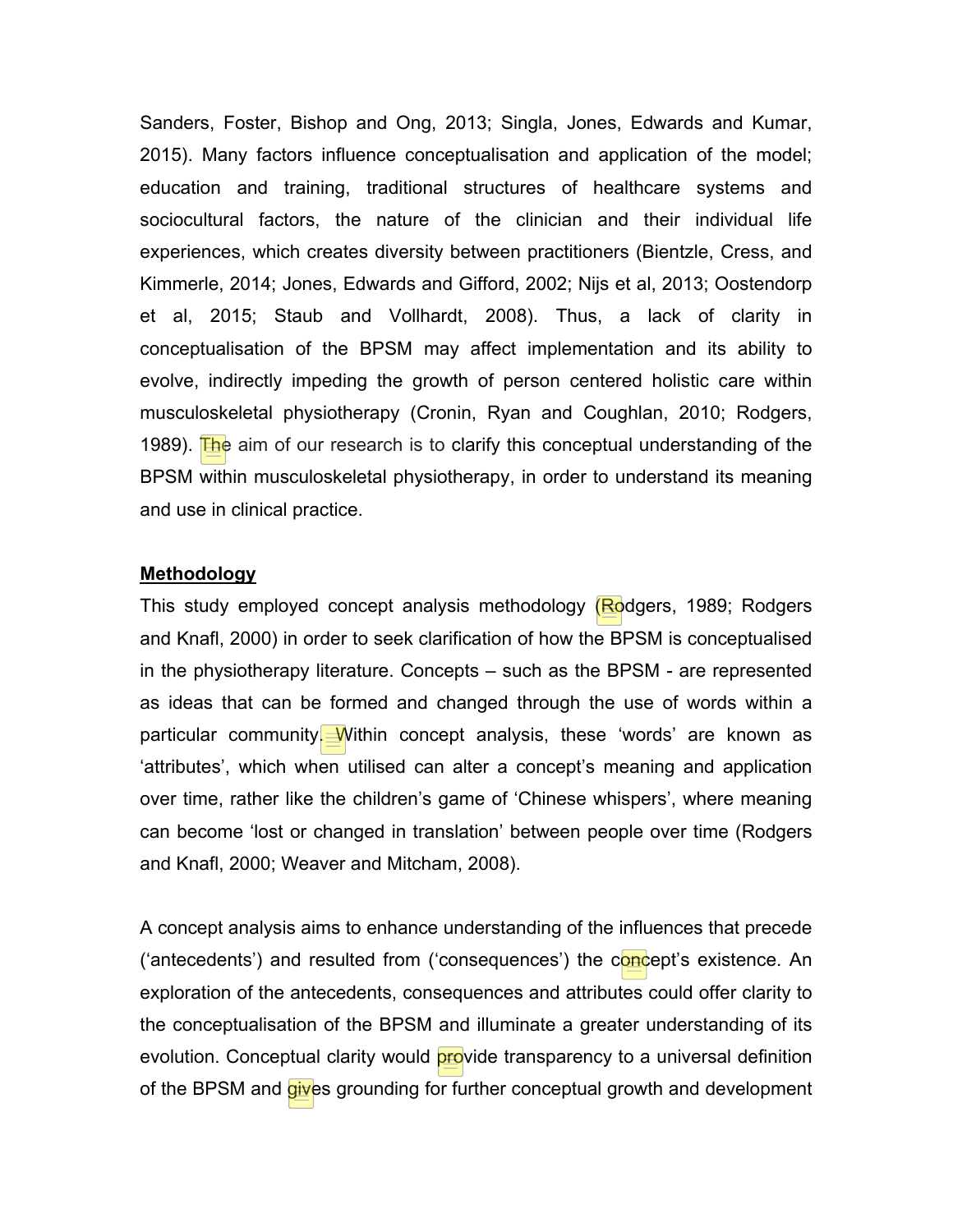Sanders, Foster, Bishop and Ong, 2013; Singla, Jones, Edwards and Kumar, 2015). Many factors influence conceptualisation and application of the model; education and training, traditional structures of healthcare systems and sociocultural factors, the nature of the clinician and their individual life experiences, which creates diversity between practitioners (Bientzle, Cress, and Kimmerle, 2014; Jones, Edwards and Gifford, 2002; Nijs et al, 2013; Oostendorp et al, 2015; Staub and Vollhardt, 2008). Thus, a lack of clarity in conceptualisation of the BPSM may affect implementation and its ability to evolve, indirectly impeding the growth of person centered holistic care within musculoskeletal physiotherapy (Cronin, Ryan and Coughlan, 2010; Rodgers, 1989). The aim of our research is to clarify this conceptual understanding of the BPSM within musculoskeletal physiotherapy, in order to understand its meaning and use in clinical practice.

## Methodology

This study employed concept analysis methodology (Rodgers, 1989; Rodgers and Knafl, 2000) in order to seek clarification of how the BPSM is conceptualised in the physiotherapy literature. Concepts – such as the BPSM - are represented as ideas that can be formed and changed through the use of words within a particular community. Within concept analysis, these 'words' are known as 'attributes', which when utilised can alter a concept's meaning and application over time, rather like the children's game of 'Chinese whispers', where meaning can become 'lost or changed in translation' between people over time (Rodgers and Knafl, 2000; Weaver and Mitcham, 2008).

A concept analysis aims to enhance understanding of the influences that precede ('antecedents') and resulted from ('consequences') the concept's existence. An exploration of the antecedents, consequences and attributes could offer clarity to the conceptualisation of the BPSM and illuminate a greater understanding of its evolution. Conceptual clarity would provide transparency to a universal definition of the BPSM and gives grounding for further conceptual growth and development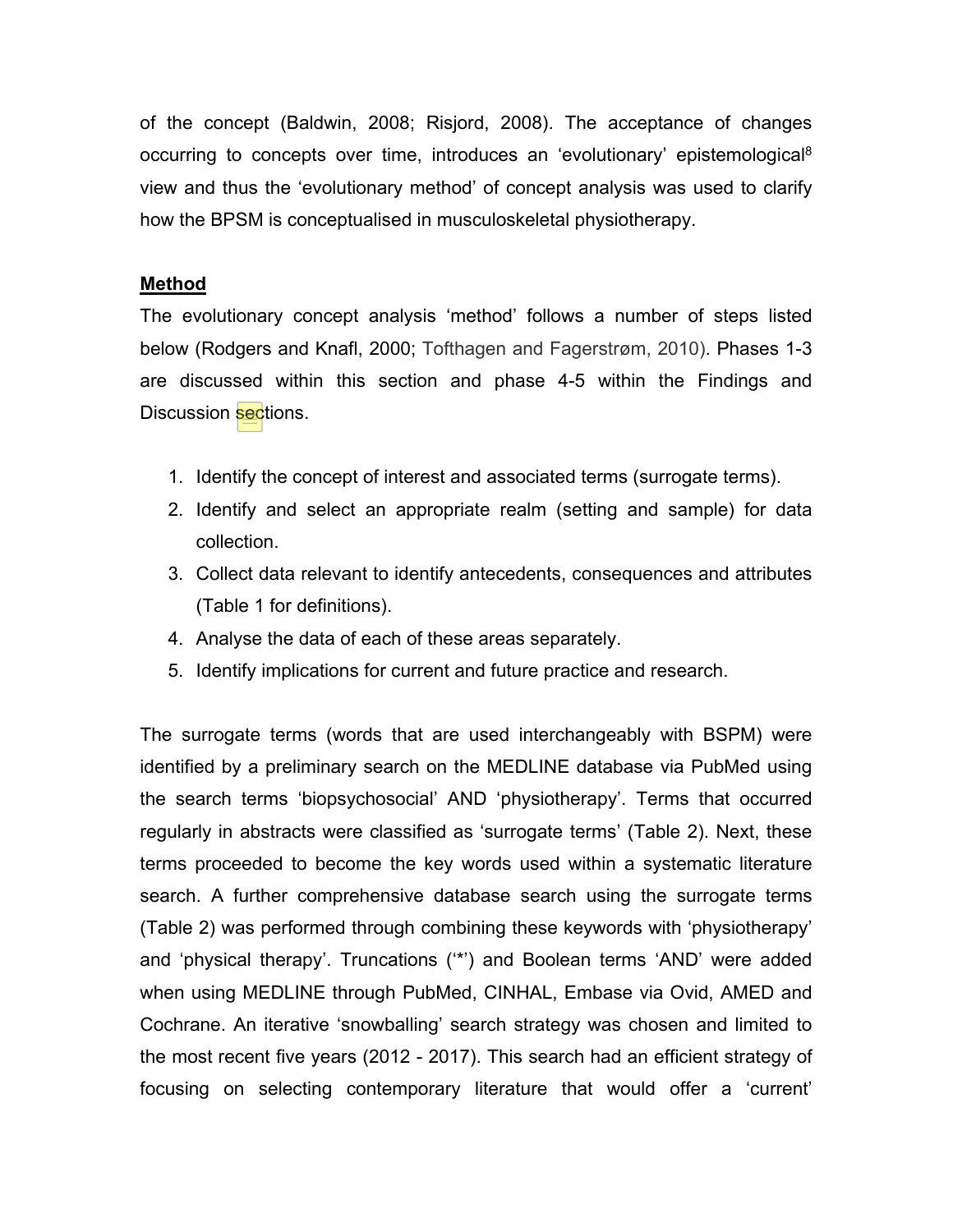of the concept (Baldwin, 2008; Risjord, 2008). The acceptance of changes occurring to concepts over time, introduces an 'evolutionary' epistemological[8] view and thus the 'evolutionary method' of concept analysis was used to clarify how the BPSM is conceptualised in musculoskeletal physiotherapy.

## Method

The evolutionary concept analysis 'method' follows a number of steps listed below (Rodgers and Knafl, 2000; Tofthagen and Fagerstrøm, 2010). Phases 1-3 are discussed within this section and phase 4-5 within the Findings and Discussion sections.

1. Identify the concept of interest and associated terms (surrogate terms).
2. Identify and select an appropriate realm (setting and sample) for data collection.
3. Collect data relevant to identify antecedents, consequences and attributes (Table 1 for definitions).
4. Analyse the data of each of these areas separately.
5. Identify implications for current and future practice and research.

The surrogate terms (words that are used interchangeably with BSPM) were identified by a preliminary search on the MEDLINE database via PubMed using the search terms 'biopsychosocial' AND 'physiotherapy'. Terms that occurred regularly in abstracts were classified as 'surrogate terms' (Table 2). Next, these terms proceeded to become the key words used within a systematic literature search. A further comprehensive database search using the surrogate terms (Table 2) was performed through combining these keywords with 'physiotherapy' and 'physical therapy'. Truncations ('*') and Boolean terms 'AND' were added when using MEDLINE through PubMed, CINHAL, Embase via Ovid, AMED and Cochrane. An iterative 'snowballing' search strategy was chosen and limited to the most recent five years (2012 - 2017). This search had an efficient strategy of focusing on selecting contemporary literature that would offer a 'current'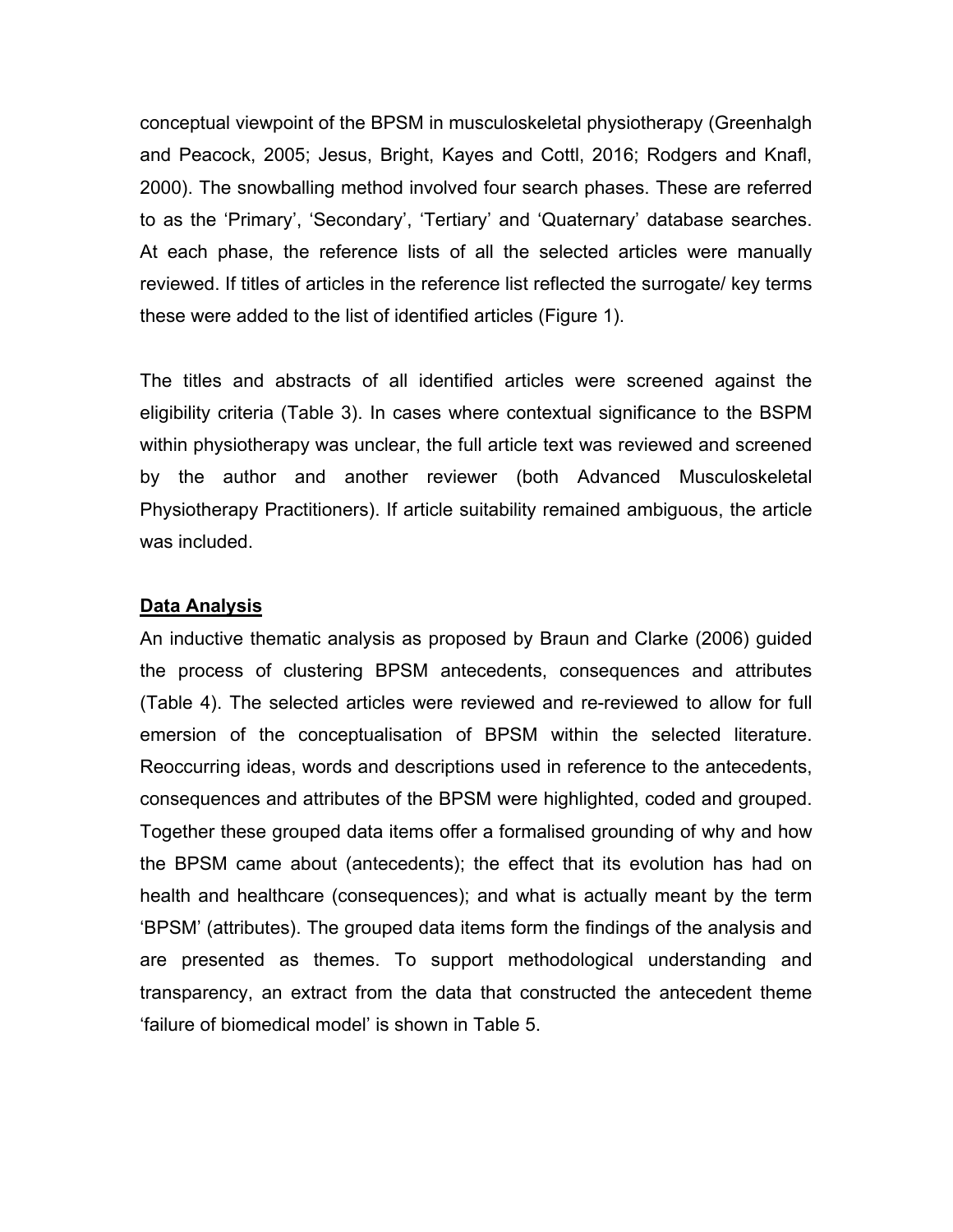conceptual viewpoint of the BPSM in musculoskeletal physiotherapy (Greenhalgh and Peacock, 2005; Jesus, Bright, Kayes and Cottl, 2016; Rodgers and Knafl, 2000). The snowballing method involved four search phases. These are referred to as the 'Primary', 'Secondary', 'Tertiary' and 'Quaternary' database searches. At each phase, the reference lists of all the selected articles were manually reviewed. If titles of articles in the reference list reflected the surrogate/ key terms these were added to the list of identified articles (Figure 1).

The titles and abstracts of all identified articles were screened against the eligibility criteria (Table 3). In cases where contextual significance to the BSPM within physiotherapy was unclear, the full article text was reviewed and screened by the author and another reviewer (both Advanced Musculoskeletal Physiotherapy Practitioners). If article suitability remained ambiguous, the article was included.

## Data Analysis

An inductive thematic analysis as proposed by Braun and Clarke (2006) guided the process of clustering BPSM antecedents, consequences and attributes (Table 4). The selected articles were reviewed and re-reviewed to allow for full emersion of the conceptualisation of BPSM within the selected literature. Reoccurring ideas, words and descriptions used in reference to the antecedents, consequences and attributes of the BPSM were highlighted, coded and grouped. Together these grouped data items offer a formalised grounding of why and how the BPSM came about (antecedents); the effect that its evolution has had on health and healthcare (consequences); and what is actually meant by the term 'BPSM' (attributes). The grouped data items form the findings of the analysis and are presented as themes. To support methodological understanding and transparency, an extract from the data that constructed the antecedent theme 'failure of biomedical model' is shown in Table 5.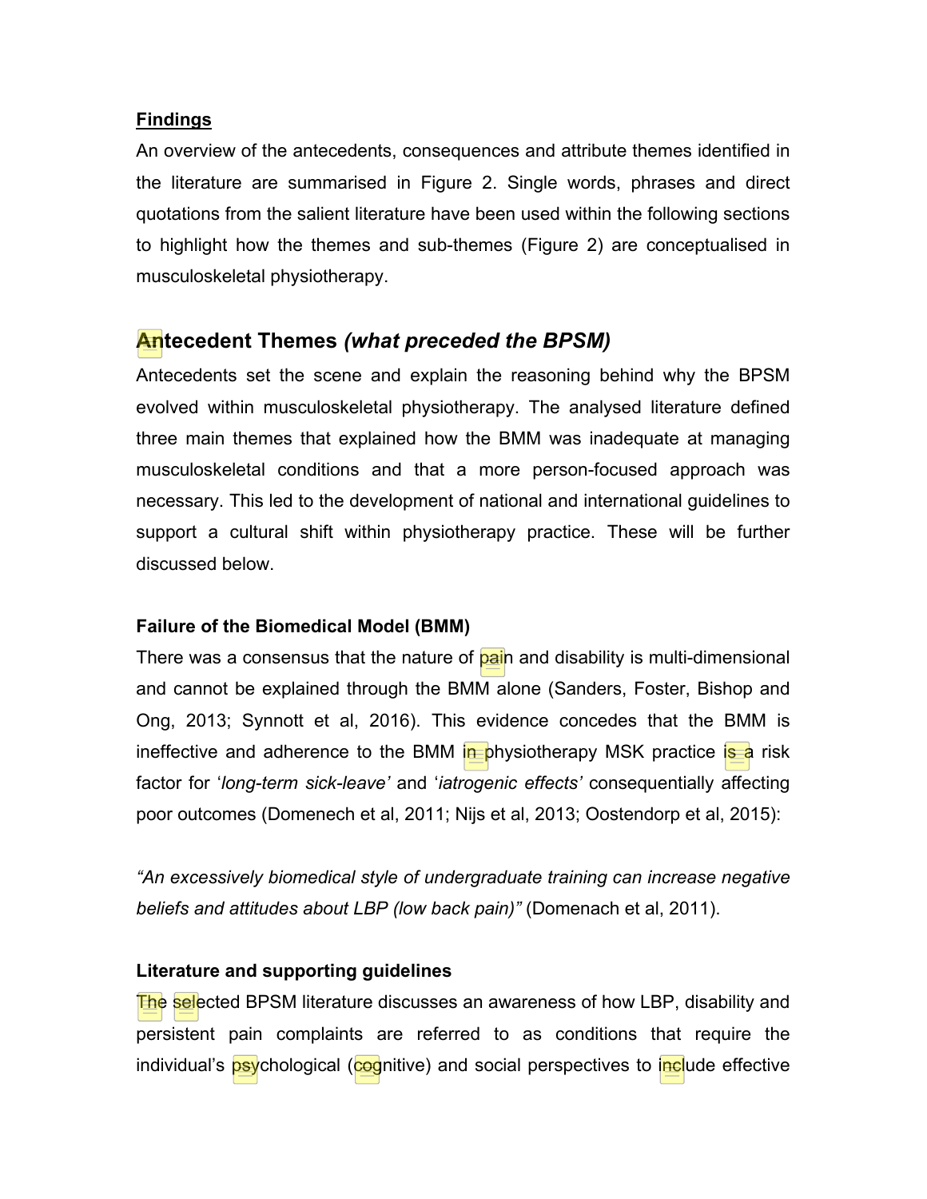**Findings**

An overview of the antecedents, consequences and attribute themes identified in the literature are summarised in Figure 2. Single words, phrases and direct quotations from the salient literature have been used within the following sections to highlight how the themes and sub-themes (Figure 2) are conceptualised in musculoskeletal physiotherapy.

## Antecedent Themes *(what preceded the BPSM)*

Antecedents set the scene and explain the reasoning behind why the BPSM evolved within musculoskeletal physiotherapy. The analysed literature defined three main themes that explained how the BMM was inadequate at managing musculoskeletal conditions and that a more person-focused approach was necessary. This led to the development of national and international guidelines to support a cultural shift within physiotherapy practice. These will be further discussed below.

**Failure of the Biomedical Model (BMM)**

There was a consensus that the nature of pain and disability is multi-dimensional and cannot be explained through the BMM alone (Sanders, Foster, Bishop and Ong, 2013; Synnott et al, 2016). This evidence concedes that the BMM is ineffective and adherence to the BMM in physiotherapy MSK practice is a risk factor for '*long-term sick-leave*' and '*iatrogenic effects*' consequentially affecting poor outcomes (Domenech et al, 2011; Nijs et al, 2013; Oostendorp et al, 2015):

*"An excessively biomedical style of undergraduate training can increase negative beliefs and attitudes about LBP (low back pain)"* (Domenach et al, 2011).

**Literature and supporting guidelines**

The selected BPSM literature discusses an awareness of how LBP, disability and persistent pain complaints are referred to as conditions that require the individual's psychological (cognitive) and social perspectives to include effective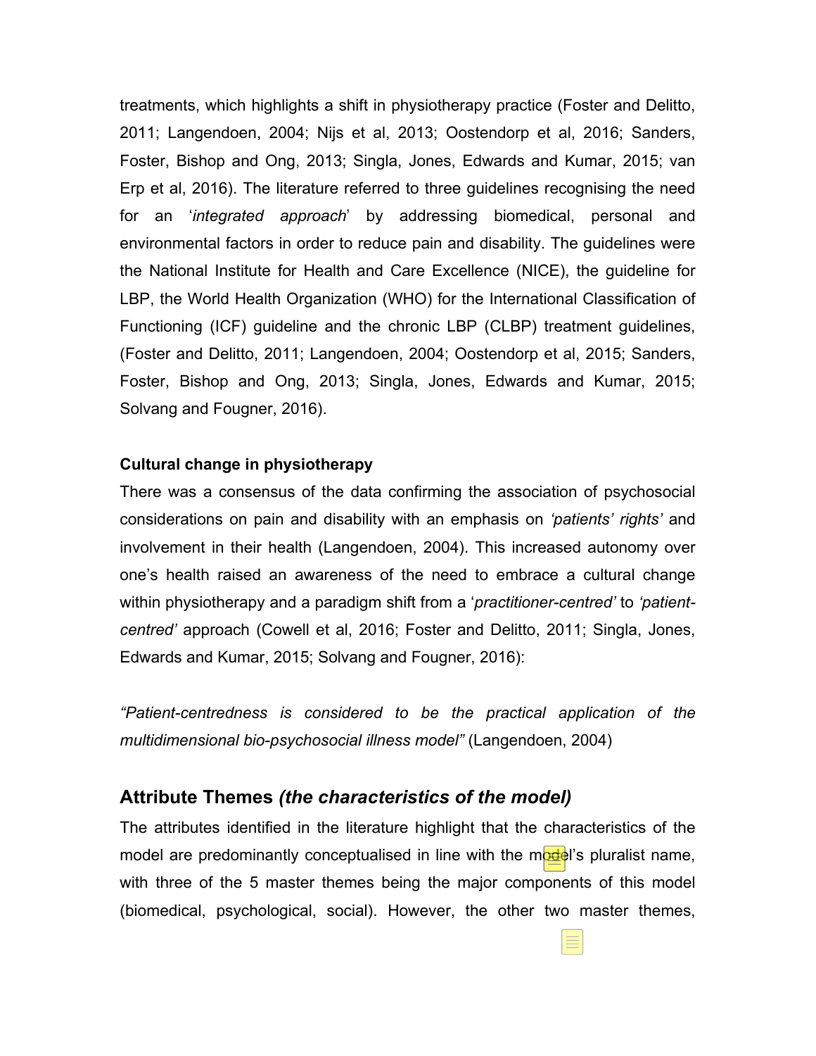treatments, which highlights a shift in physiotherapy practice (Foster and Delitto, 2011; Langendoen, 2004; Nijs et al, 2013; Oostendorp et al, 2016; Sanders, Foster, Bishop and Ong, 2013; Singla, Jones, Edwards and Kumar, 2015; van Erp et al, 2016). The literature referred to three guidelines recognising the need for an '*integrated approach*' by addressing biomedical, personal and environmental factors in order to reduce pain and disability. The guidelines were the National Institute for Health and Care Excellence (NICE), the guideline for LBP, the World Health Organization (WHO) for the International Classification of Functioning (ICF) guideline and the chronic LBP (CLBP) treatment guidelines, (Foster and Delitto, 2011; Langendoen, 2004; Oostendorp et al, 2015; Sanders, Foster, Bishop and Ong, 2013; Singla, Jones, Edwards and Kumar, 2015; Solvang and Fougner, 2016).

**Cultural change in physiotherapy**

There was a consensus of the data confirming the association of psychosocial considerations on pain and disability with an emphasis on *'patients' rights'* and involvement in their health (Langendoen, 2004). This increased autonomy over one's health raised an awareness of the need to embrace a cultural change within physiotherapy and a paradigm shift from a '*practitioner-centred'* to *'patient-centred'* approach (Cowell et al, 2016; Foster and Delitto, 2011; Singla, Jones, Edwards and Kumar, 2015; Solvang and Fougner, 2016):

*"Patient-centredness is considered to be the practical application of the multidimensional bio-psychosocial illness model"* (Langendoen, 2004)

## Attribute Themes *(the characteristics of the model)*

The attributes identified in the literature highlight that the characteristics of the model are predominantly conceptualised in line with the model's pluralist name, with three of the 5 master themes being the major components of this model (biomedical, psychological, social). However, the other two master themes,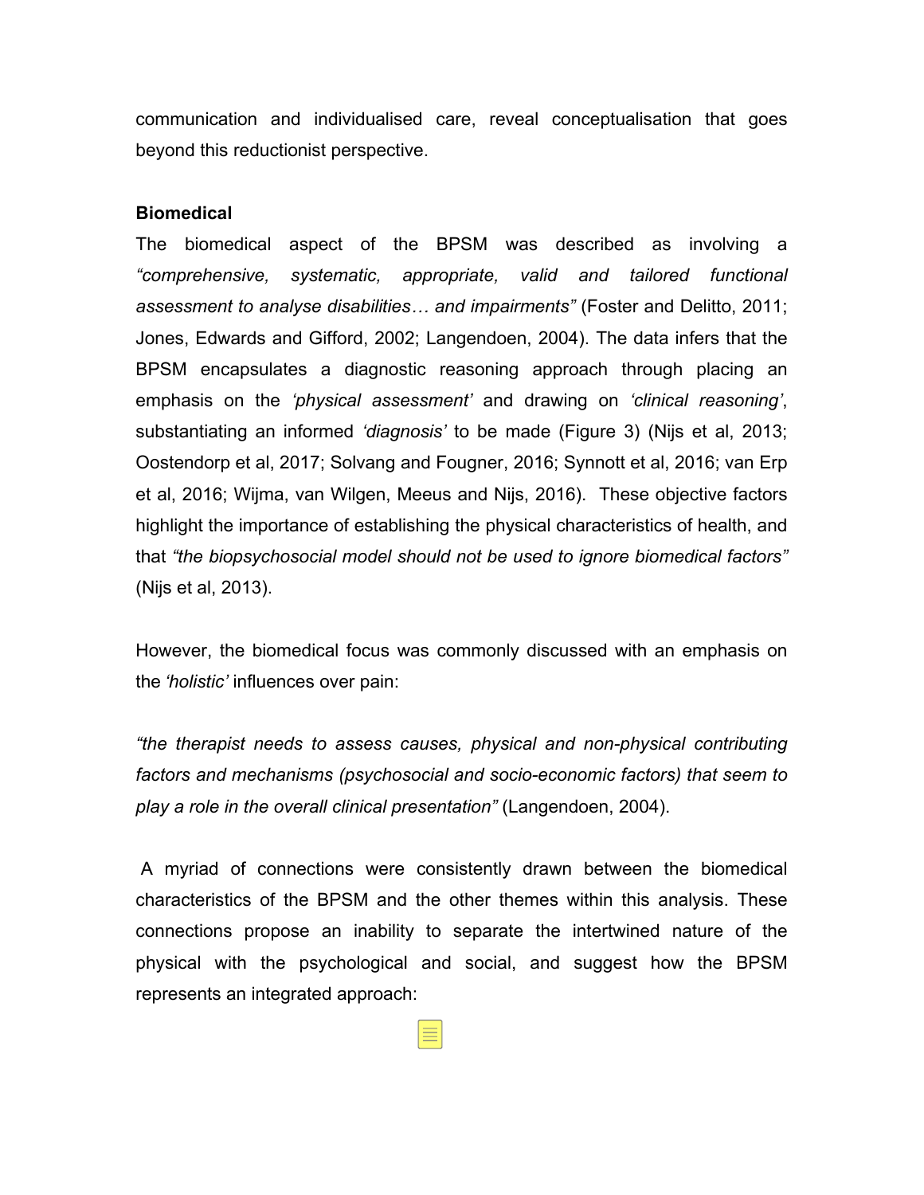communication and individualised care, reveal conceptualisation that goes beyond this reductionist perspective.

**Biomedical**

The biomedical aspect of the BPSM was described as involving a *"comprehensive, systematic, appropriate, valid and tailored functional assessment to analyse disabilities… and impairments"* (Foster and Delitto, 2011; Jones, Edwards and Gifford, 2002; Langendoen, 2004). The data infers that the BPSM encapsulates a diagnostic reasoning approach through placing an emphasis on the *'physical assessment'* and drawing on *'clinical reasoning'*, substantiating an informed *'diagnosis'* to be made (Figure 3) (Nijs et al, 2013; Oostendorp et al, 2017; Solvang and Fougner, 2016; Synnott et al, 2016; van Erp et al, 2016; Wijma, van Wilgen, Meeus and Nijs, 2016). These objective factors highlight the importance of establishing the physical characteristics of health, and that *"the biopsychosocial model should not be used to ignore biomedical factors"* (Nijs et al, 2013).

However, the biomedical focus was commonly discussed with an emphasis on the *'holistic'* influences over pain:

*"the therapist needs to assess causes, physical and non-physical contributing factors and mechanisms (psychosocial and socio-economic factors) that seem to play a role in the overall clinical presentation"* (Langendoen, 2004).

A myriad of connections were consistently drawn between the biomedical characteristics of the BPSM and the other themes within this analysis. These connections propose an inability to separate the intertwined nature of the physical with the psychological and social, and suggest how the BPSM represents an integrated approach: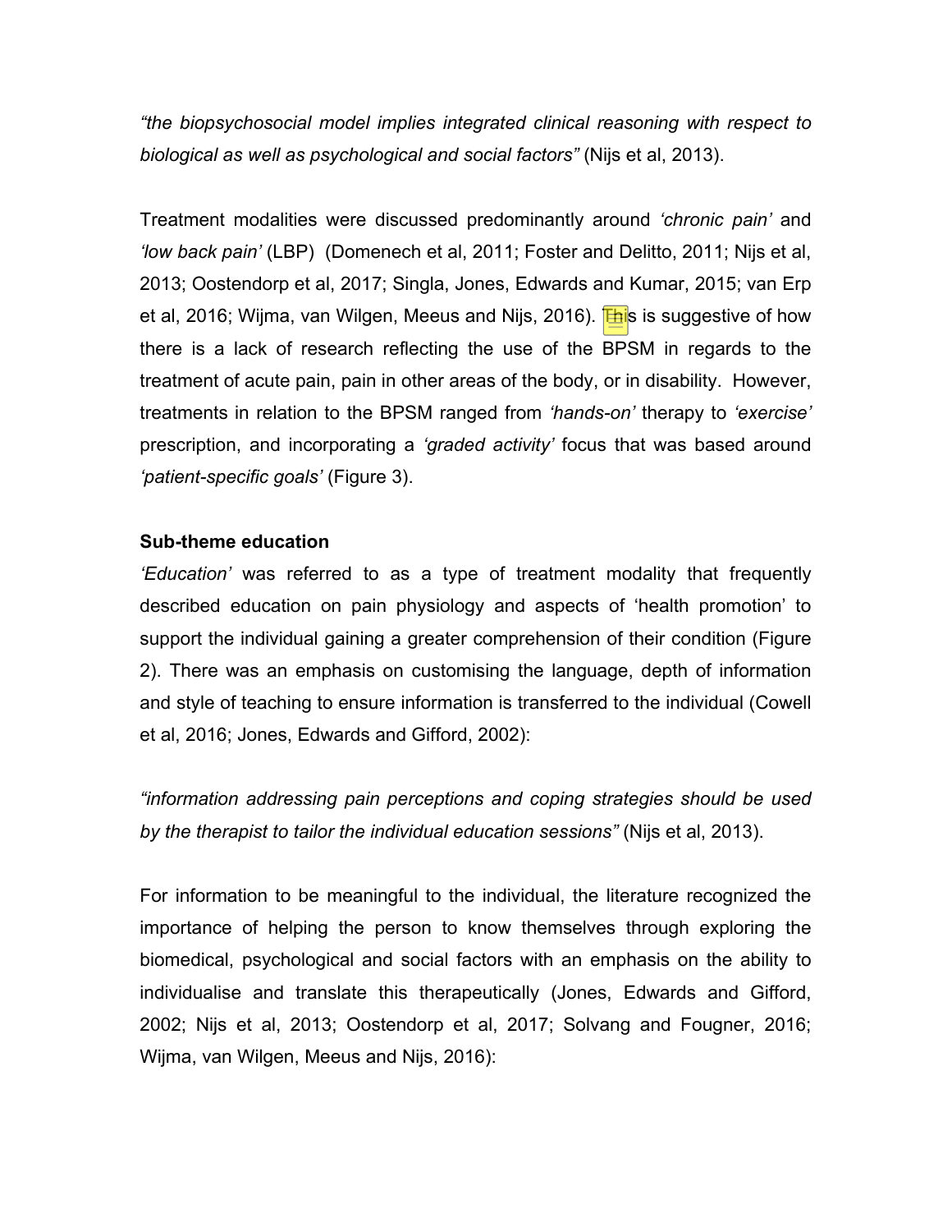*"the biopsychosocial model implies integrated clinical reasoning with respect to biological as well as psychological and social factors"* (Nijs et al, 2013).

Treatment modalities were discussed predominantly around *'chronic pain'* and *'low back pain'* (LBP) (Domenech et al, 2011; Foster and Delitto, 2011; Nijs et al, 2013; Oostendorp et al, 2017; Singla, Jones, Edwards and Kumar, 2015; van Erp et al, 2016; Wijma, van Wilgen, Meeus and Nijs, 2016). This is suggestive of how there is a lack of research reflecting the use of the BPSM in regards to the treatment of acute pain, pain in other areas of the body, or in disability. However, treatments in relation to the BPSM ranged from *'hands-on'* therapy to *'exercise'* prescription, and incorporating a *'graded activity'* focus that was based around *'patient-specific goals'* (Figure 3).

**Sub-theme education**

*'Education'* was referred to as a type of treatment modality that frequently described education on pain physiology and aspects of 'health promotion' to support the individual gaining a greater comprehension of their condition (Figure 2). There was an emphasis on customising the language, depth of information and style of teaching to ensure information is transferred to the individual (Cowell et al, 2016; Jones, Edwards and Gifford, 2002):

*"information addressing pain perceptions and coping strategies should be used by the therapist to tailor the individual education sessions"* (Nijs et al, 2013).

For information to be meaningful to the individual, the literature recognized the importance of helping the person to know themselves through exploring the biomedical, psychological and social factors with an emphasis on the ability to individualise and translate this therapeutically (Jones, Edwards and Gifford, 2002; Nijs et al, 2013; Oostendorp et al, 2017; Solvang and Fougner, 2016; Wijma, van Wilgen, Meeus and Nijs, 2016):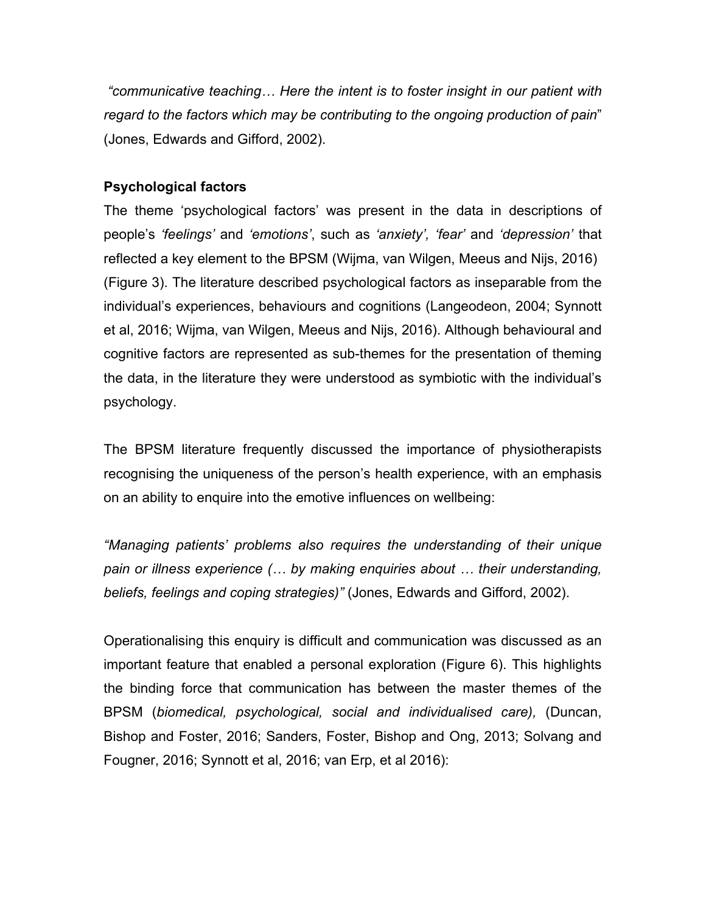*"communicative teaching… Here the intent is to foster insight in our patient with regard to the factors which may be contributing to the ongoing production of pain*" (Jones, Edwards and Gifford, 2002).

**Psychological factors**

The theme 'psychological factors' was present in the data in descriptions of people's *'feelings'* and *'emotions'*, such as *'anxiety', 'fear'* and *'depression'* that reflected a key element to the BPSM (Wijma, van Wilgen, Meeus and Nijs, 2016) (Figure 3). The literature described psychological factors as inseparable from the individual's experiences, behaviours and cognitions (Langeodeon, 2004; Synnott et al, 2016; Wijma, van Wilgen, Meeus and Nijs, 2016). Although behavioural and cognitive factors are represented as sub-themes for the presentation of theming the data, in the literature they were understood as symbiotic with the individual's psychology.

The BPSM literature frequently discussed the importance of physiotherapists recognising the uniqueness of the person's health experience, with an emphasis on an ability to enquire into the emotive influences on wellbeing:

*"Managing patients' problems also requires the understanding of their unique pain or illness experience (… by making enquiries about … their understanding, beliefs, feelings and coping strategies)"* (Jones, Edwards and Gifford, 2002).

Operationalising this enquiry is difficult and communication was discussed as an important feature that enabled a personal exploration (Figure 6). This highlights the binding force that communication has between the master themes of the BPSM (*biomedical, psychological, social and individualised care),* (Duncan, Bishop and Foster, 2016; Sanders, Foster, Bishop and Ong, 2013; Solvang and Fougner, 2016; Synnott et al, 2016; van Erp, et al 2016):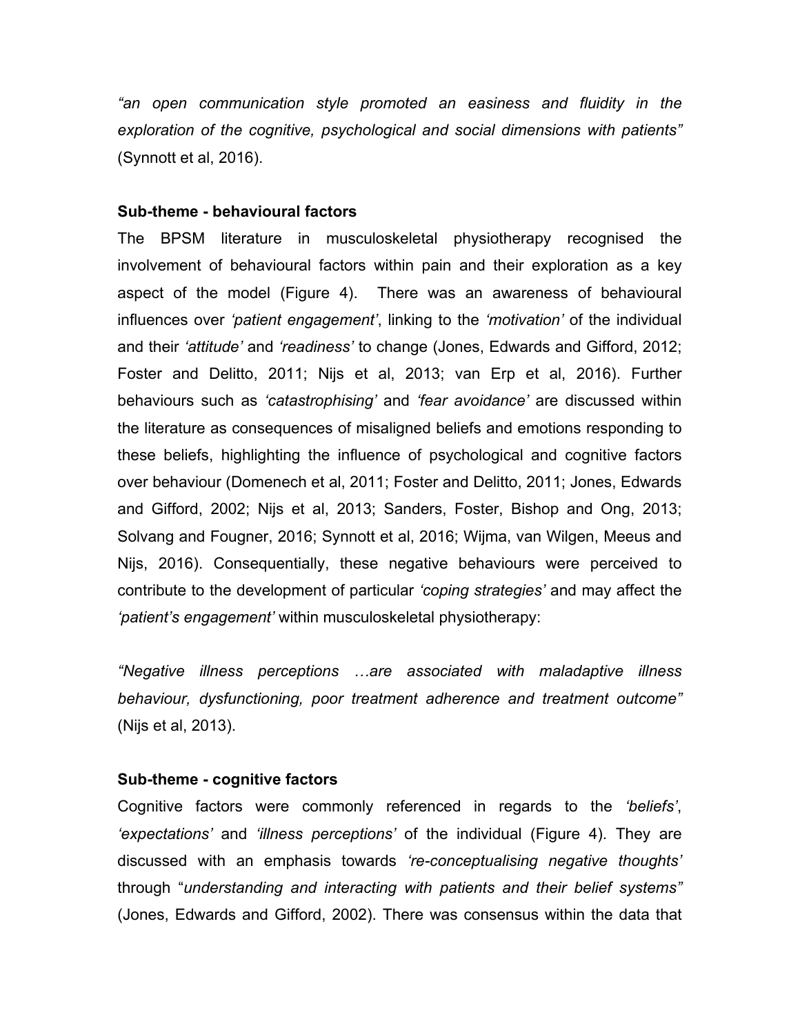*"an open communication style promoted an easiness and fluidity in the exploration of the cognitive, psychological and social dimensions with patients"* (Synnott et al, 2016).

**Sub-theme - behavioural factors**

The BPSM literature in musculoskeletal physiotherapy recognised the involvement of behavioural factors within pain and their exploration as a key aspect of the model (Figure 4). There was an awareness of behavioural influences over *'patient engagement'*, linking to the *'motivation'* of the individual and their *'attitude'* and *'readiness'* to change (Jones, Edwards and Gifford, 2012; Foster and Delitto, 2011; Nijs et al, 2013; van Erp et al, 2016). Further behaviours such as *'catastrophising'* and *'fear avoidance'* are discussed within the literature as consequences of misaligned beliefs and emotions responding to these beliefs, highlighting the influence of psychological and cognitive factors over behaviour (Domenech et al, 2011; Foster and Delitto, 2011; Jones, Edwards and Gifford, 2002; Nijs et al, 2013; Sanders, Foster, Bishop and Ong, 2013; Solvang and Fougner, 2016; Synnott et al, 2016; Wijma, van Wilgen, Meeus and Nijs, 2016). Consequentially, these negative behaviours were perceived to contribute to the development of particular *'coping strategies'* and may affect the *'patient's engagement'* within musculoskeletal physiotherapy:

*"Negative illness perceptions …are associated with maladaptive illness behaviour, dysfunctioning, poor treatment adherence and treatment outcome"* (Nijs et al, 2013).

**Sub-theme - cognitive factors**

Cognitive factors were commonly referenced in regards to the *'beliefs'*, *'expectations'* and *'illness perceptions'* of the individual (Figure 4). They are discussed with an emphasis towards *'re-conceptualising negative thoughts'* through "*understanding and interacting with patients and their belief systems"* (Jones, Edwards and Gifford, 2002). There was consensus within the data that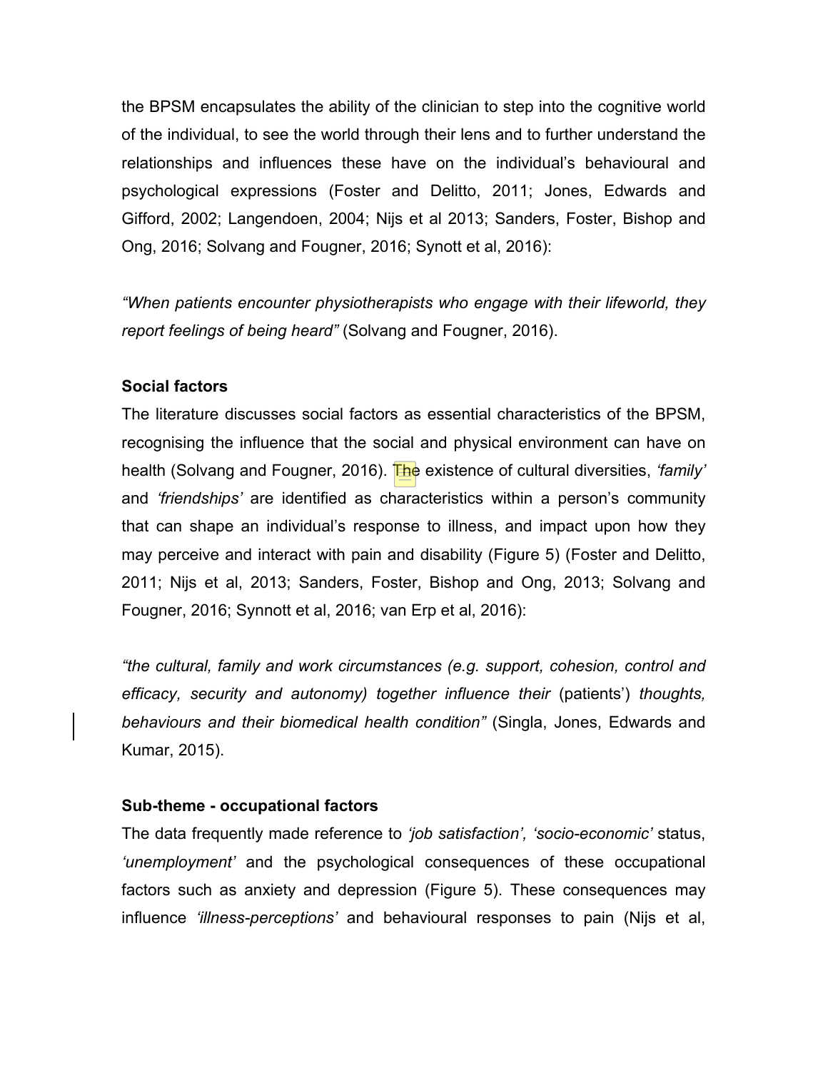the BPSM encapsulates the ability of the clinician to step into the cognitive world of the individual, to see the world through their lens and to further understand the relationships and influences these have on the individual's behavioural and psychological expressions (Foster and Delitto, 2011; Jones, Edwards and Gifford, 2002; Langendoen, 2004; Nijs et al 2013; Sanders, Foster, Bishop and Ong, 2016; Solvang and Fougner, 2016; Synott et al, 2016):

*"When patients encounter physiotherapists who engage with their lifeworld, they report feelings of being heard"* (Solvang and Fougner, 2016).

**Social factors**

The literature discusses social factors as essential characteristics of the BPSM, recognising the influence that the social and physical environment can have on health (Solvang and Fougner, 2016). The existence of cultural diversities, *'family'* and *'friendships'* are identified as characteristics within a person's community that can shape an individual's response to illness, and impact upon how they may perceive and interact with pain and disability (Figure 5) (Foster and Delitto, 2011; Nijs et al, 2013; Sanders, Foster, Bishop and Ong, 2013; Solvang and Fougner, 2016; Synnott et al, 2016; van Erp et al, 2016):

*"the cultural, family and work circumstances (e.g. support, cohesion, control and efficacy, security and autonomy) together influence their* (patients') *thoughts, behaviours and their biomedical health condition"* (Singla, Jones, Edwards and Kumar, 2015).

**Sub-theme - occupational factors**

The data frequently made reference to *'job satisfaction', 'socio-economic'* status, *'unemployment'* and the psychological consequences of these occupational factors such as anxiety and depression (Figure 5). These consequences may influence *'illness-perceptions'* and behavioural responses to pain (Nijs et al,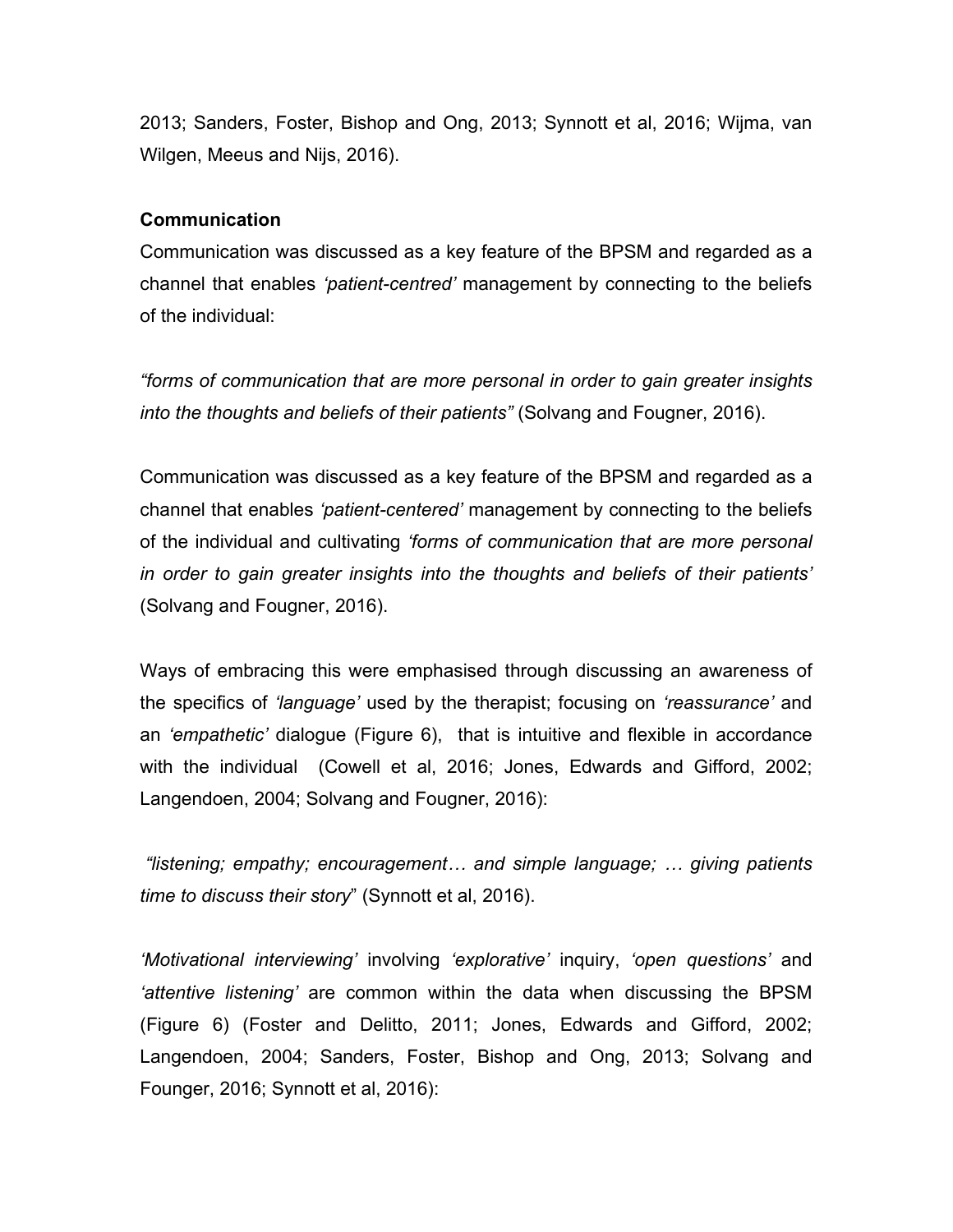2013; Sanders, Foster, Bishop and Ong, 2013; Synnott et al, 2016; Wijma, van Wilgen, Meeus and Nijs, 2016).

**Communication**

Communication was discussed as a key feature of the BPSM and regarded as a channel that enables *'patient-centred'* management by connecting to the beliefs of the individual:

*"forms of communication that are more personal in order to gain greater insights into the thoughts and beliefs of their patients"* (Solvang and Fougner, 2016).

Communication was discussed as a key feature of the BPSM and regarded as a channel that enables *'patient-centered'* management by connecting to the beliefs of the individual and cultivating *'forms of communication that are more personal in order to gain greater insights into the thoughts and beliefs of their patients'* (Solvang and Fougner, 2016).

Ways of embracing this were emphasised through discussing an awareness of the specifics of *'language'* used by the therapist; focusing on *'reassurance'* and an *'empathetic'* dialogue (Figure 6), that is intuitive and flexible in accordance with the individual (Cowell et al, 2016; Jones, Edwards and Gifford, 2002; Langendoen, 2004; Solvang and Fougner, 2016):

*"listening; empathy; encouragement… and simple language; … giving patients time to discuss their story*" (Synnott et al, 2016).

*'Motivational interviewing'* involving *'explorative'* inquiry, *'open questions'* and *'attentive listening'* are common within the data when discussing the BPSM (Figure 6) (Foster and Delitto, 2011; Jones, Edwards and Gifford, 2002; Langendoen, 2004; Sanders, Foster, Bishop and Ong, 2013; Solvang and Founger, 2016; Synnott et al, 2016):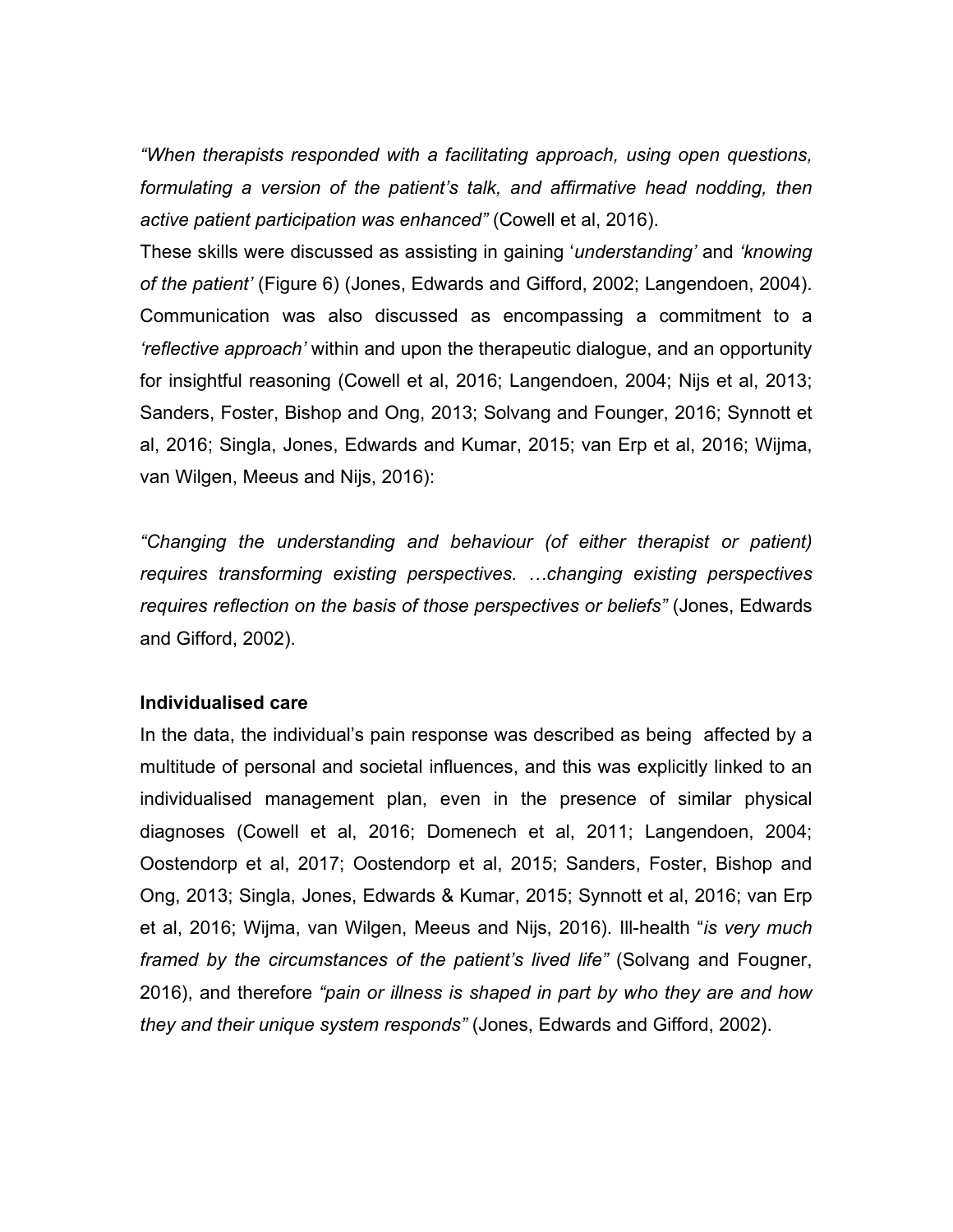*"When therapists responded with a facilitating approach, using open questions, formulating a version of the patient's talk, and affirmative head nodding, then active patient participation was enhanced"* (Cowell et al, 2016).

These skills were discussed as assisting in gaining '*understanding*' and *'knowing of the patient'* (Figure 6) (Jones, Edwards and Gifford, 2002; Langendoen, 2004). Communication was also discussed as encompassing a commitment to a *'reflective approach'* within and upon the therapeutic dialogue, and an opportunity for insightful reasoning (Cowell et al, 2016; Langendoen, 2004; Nijs et al, 2013; Sanders, Foster, Bishop and Ong, 2013; Solvang and Founger, 2016; Synnott et al, 2016; Singla, Jones, Edwards and Kumar, 2015; van Erp et al, 2016; Wijma, van Wilgen, Meeus and Nijs, 2016):

*"Changing the understanding and behaviour (of either therapist or patient) requires transforming existing perspectives. …changing existing perspectives requires reflection on the basis of those perspectives or beliefs"* (Jones, Edwards and Gifford, 2002).

**Individualised care**

In the data, the individual's pain response was described as being affected by a multitude of personal and societal influences, and this was explicitly linked to an individualised management plan, even in the presence of similar physical diagnoses (Cowell et al, 2016; Domenech et al, 2011; Langendoen, 2004; Oostendorp et al, 2017; Oostendorp et al, 2015; Sanders, Foster, Bishop and Ong, 2013; Singla, Jones, Edwards & Kumar, 2015; Synnott et al, 2016; van Erp et al, 2016; Wijma, van Wilgen, Meeus and Nijs, 2016). Ill-health "*is very much framed by the circumstances of the patient's lived life"* (Solvang and Fougner, 2016), and therefore *"pain or illness is shaped in part by who they are and how they and their unique system responds"* (Jones, Edwards and Gifford, 2002).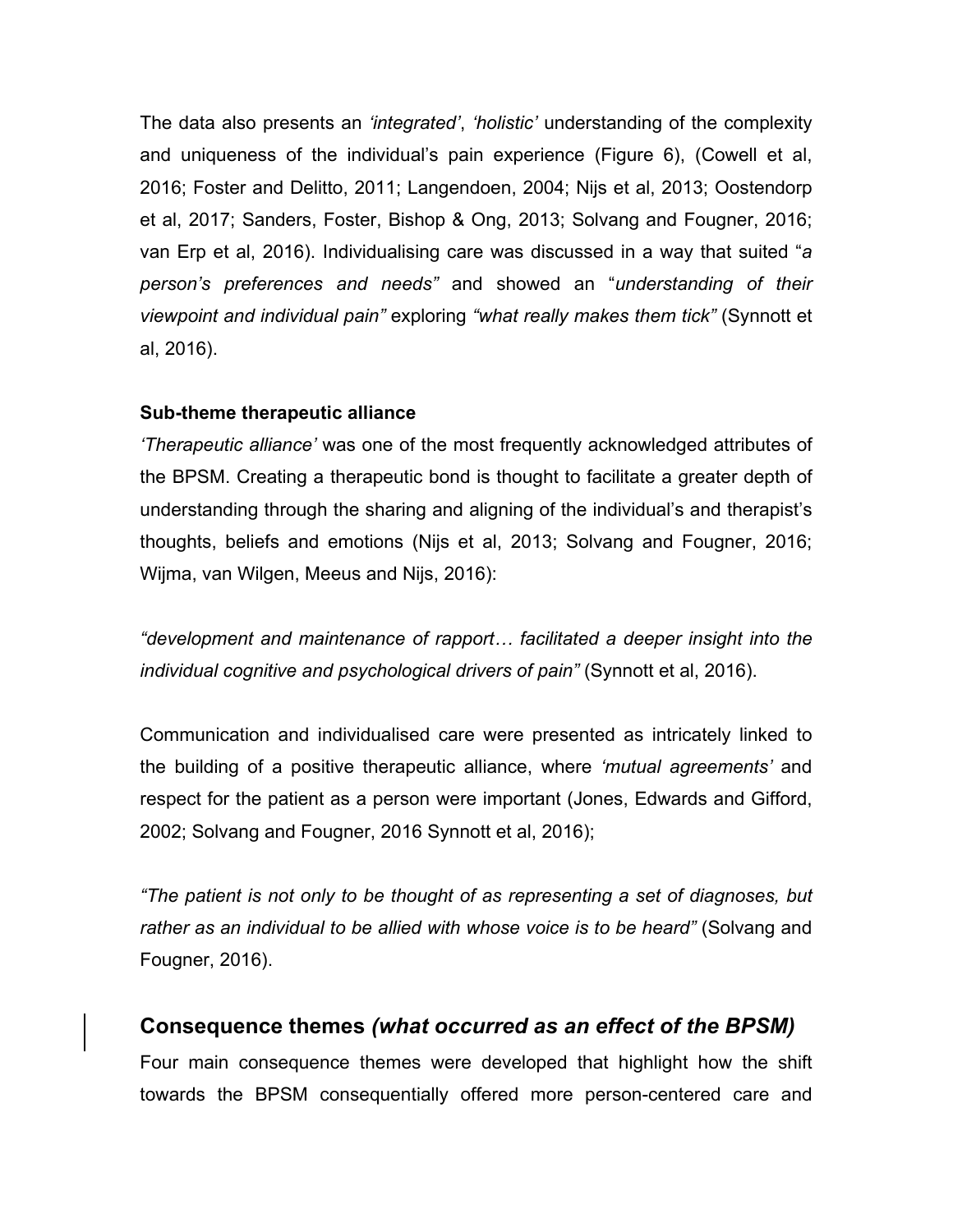The data also presents an *'integrated'*, *'holistic'* understanding of the complexity and uniqueness of the individual's pain experience (Figure 6), (Cowell et al, 2016; Foster and Delitto, 2011; Langendoen, 2004; Nijs et al, 2013; Oostendorp et al, 2017; Sanders, Foster, Bishop & Ong, 2013; Solvang and Fougner, 2016; van Erp et al, 2016). Individualising care was discussed in a way that suited "*a person's preferences and needs"* and showed an "*understanding of their viewpoint and individual pain"* exploring *"what really makes them tick"* (Synnott et al, 2016).

**Sub-theme therapeutic alliance**

*'Therapeutic alliance'* was one of the most frequently acknowledged attributes of the BPSM. Creating a therapeutic bond is thought to facilitate a greater depth of understanding through the sharing and aligning of the individual's and therapist's thoughts, beliefs and emotions (Nijs et al, 2013; Solvang and Fougner, 2016; Wijma, van Wilgen, Meeus and Nijs, 2016):

*"development and maintenance of rapport… facilitated a deeper insight into the individual cognitive and psychological drivers of pain"* (Synnott et al, 2016).

Communication and individualised care were presented as intricately linked to the building of a positive therapeutic alliance, where *'mutual agreements'* and respect for the patient as a person were important (Jones, Edwards and Gifford, 2002; Solvang and Fougner, 2016 Synnott et al, 2016);

*"The patient is not only to be thought of as representing a set of diagnoses, but rather as an individual to be allied with whose voice is to be heard"* (Solvang and Fougner, 2016).

## Consequence themes *(what occurred as an effect of the BPSM)*

Four main consequence themes were developed that highlight how the shift towards the BPSM consequentially offered more person-centered care and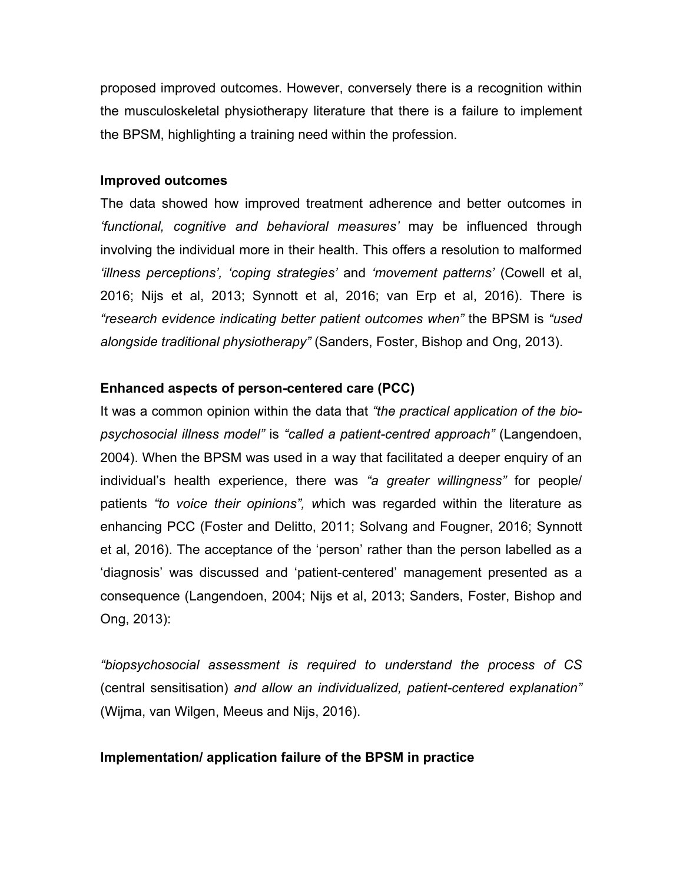proposed improved outcomes. However, conversely there is a recognition within the musculoskeletal physiotherapy literature that there is a failure to implement the BPSM, highlighting a training need within the profession.

**Improved outcomes**

The data showed how improved treatment adherence and better outcomes in *'functional, cognitive and behavioral measures'* may be influenced through involving the individual more in their health. This offers a resolution to malformed *'illness perceptions', 'coping strategies'* and *'movement patterns'* (Cowell et al, 2016; Nijs et al, 2013; Synnott et al, 2016; van Erp et al, 2016). There is *"research evidence indicating better patient outcomes when"* the BPSM is *"used alongside traditional physiotherapy"* (Sanders, Foster, Bishop and Ong, 2013).

**Enhanced aspects of person-centered care (PCC)**

It was a common opinion within the data that *"the practical application of the bio-psychosocial illness model"* is *"called a patient-centred approach"* (Langendoen, 2004). When the BPSM was used in a way that facilitated a deeper enquiry of an individual's health experience, there was *"a greater willingness"* for people/ patients *"to voice their opinions", w*hich was regarded within the literature as enhancing PCC (Foster and Delitto, 2011; Solvang and Fougner, 2016; Synnott et al, 2016). The acceptance of the 'person' rather than the person labelled as a 'diagnosis' was discussed and 'patient-centered' management presented as a consequence (Langendoen, 2004; Nijs et al, 2013; Sanders, Foster, Bishop and Ong, 2013):

*"biopsychosocial assessment is required to understand the process of CS* (central sensitisation) *and allow an individualized, patient-centered explanation"* (Wijma, van Wilgen, Meeus and Nijs, 2016).

**Implementation/ application failure of the BPSM in practice**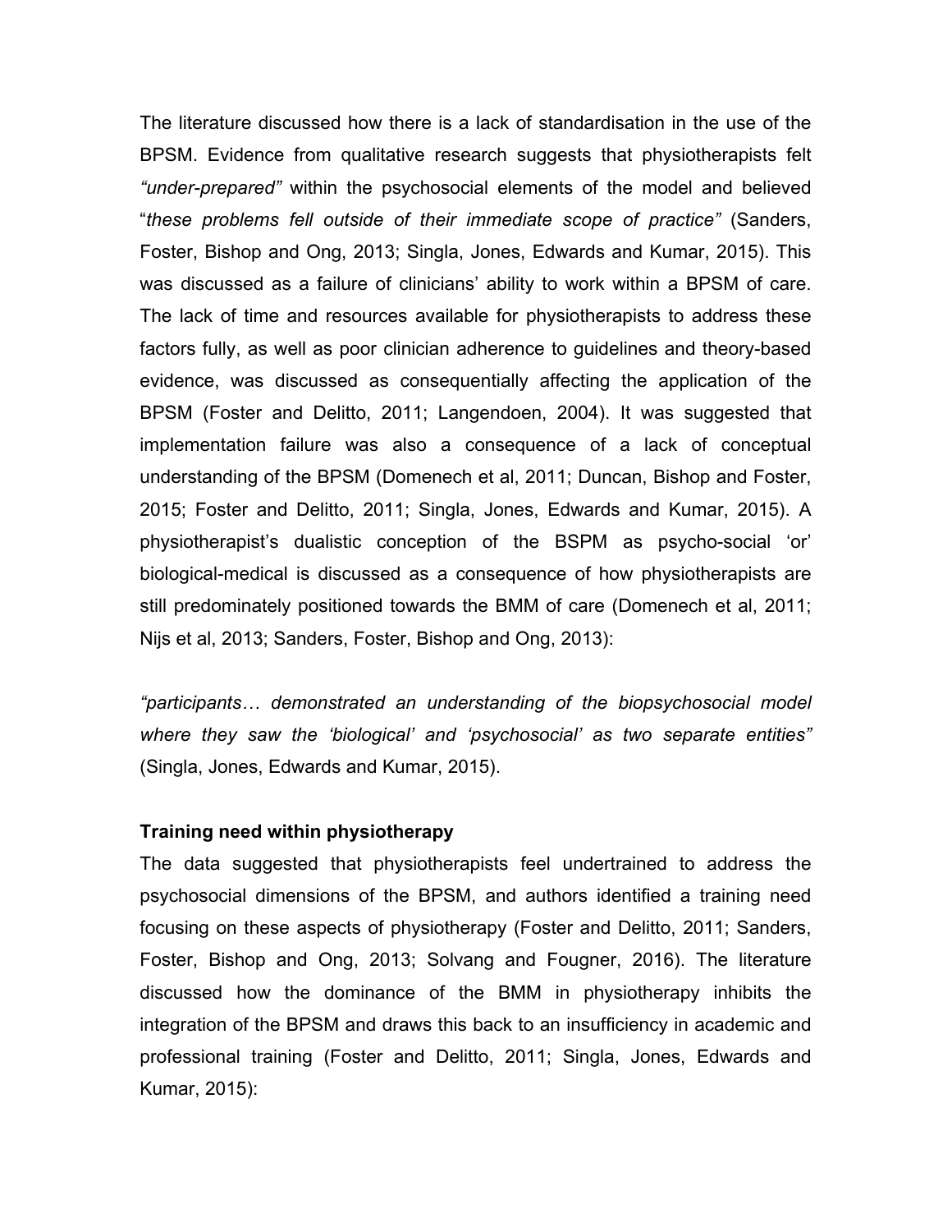The literature discussed how there is a lack of standardisation in the use of the BPSM. Evidence from qualitative research suggests that physiotherapists felt *"under-prepared"* within the psychosocial elements of the model and believed "*these problems fell outside of their immediate scope of practice"* (Sanders, Foster, Bishop and Ong, 2013; Singla, Jones, Edwards and Kumar, 2015). This was discussed as a failure of clinicians' ability to work within a BPSM of care. The lack of time and resources available for physiotherapists to address these factors fully, as well as poor clinician adherence to guidelines and theory-based evidence, was discussed as consequentially affecting the application of the BPSM (Foster and Delitto, 2011; Langendoen, 2004). It was suggested that implementation failure was also a consequence of a lack of conceptual understanding of the BPSM (Domenech et al, 2011; Duncan, Bishop and Foster, 2015; Foster and Delitto, 2011; Singla, Jones, Edwards and Kumar, 2015). A physiotherapist's dualistic conception of the BSPM as psycho-social 'or' biological-medical is discussed as a consequence of how physiotherapists are still predominately positioned towards the BMM of care (Domenech et al, 2011; Nijs et al, 2013; Sanders, Foster, Bishop and Ong, 2013):

*"participants… demonstrated an understanding of the biopsychosocial model where they saw the 'biological' and 'psychosocial' as two separate entities"* (Singla, Jones, Edwards and Kumar, 2015).

**Training need within physiotherapy**

The data suggested that physiotherapists feel undertrained to address the psychosocial dimensions of the BPSM, and authors identified a training need focusing on these aspects of physiotherapy (Foster and Delitto, 2011; Sanders, Foster, Bishop and Ong, 2013; Solvang and Fougner, 2016). The literature discussed how the dominance of the BMM in physiotherapy inhibits the integration of the BPSM and draws this back to an insufficiency in academic and professional training (Foster and Delitto, 2011; Singla, Jones, Edwards and Kumar, 2015):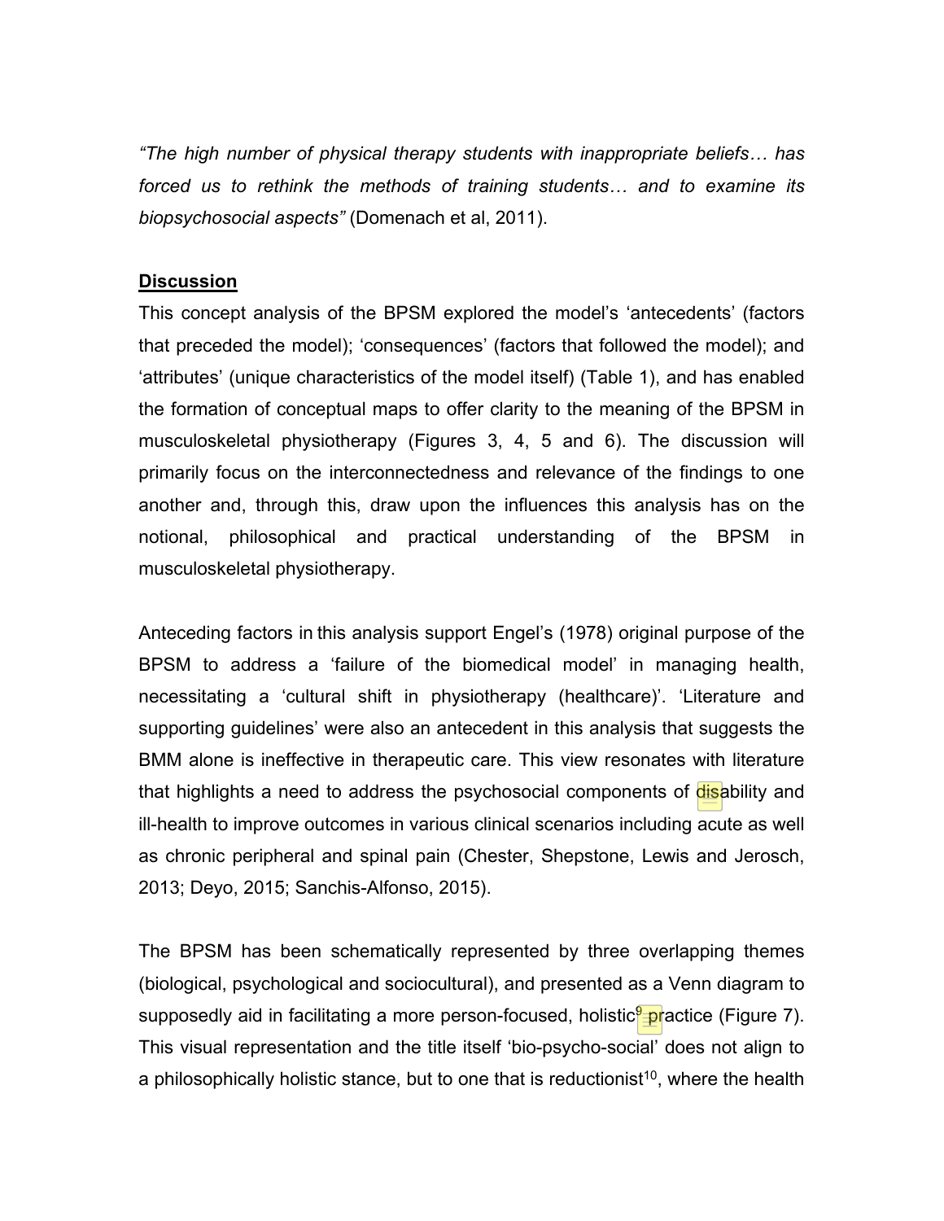*"The high number of physical therapy students with inappropriate beliefs… has forced us to rethink the methods of training students… and to examine its biopsychosocial aspects"* (Domenach et al, 2011).

## Discussion

This concept analysis of the BPSM explored the model's 'antecedents' (factors that preceded the model); 'consequences' (factors that followed the model); and 'attributes' (unique characteristics of the model itself) (Table 1), and has enabled the formation of conceptual maps to offer clarity to the meaning of the BPSM in musculoskeletal physiotherapy (Figures 3, 4, 5 and 6). The discussion will primarily focus on the interconnectedness and relevance of the findings to one another and, through this, draw upon the influences this analysis has on the notional, philosophical and practical understanding of the BPSM in musculoskeletal physiotherapy.

Anteceding factors in this analysis support Engel's (1978) original purpose of the BPSM to address a 'failure of the biomedical model' in managing health, necessitating a 'cultural shift in physiotherapy (healthcare)'. 'Literature and supporting guidelines' were also an antecedent in this analysis that suggests the BMM alone is ineffective in therapeutic care. This view resonates with literature that highlights a need to address the psychosocial components of disability and ill-health to improve outcomes in various clinical scenarios including acute as well as chronic peripheral and spinal pain (Chester, Shepstone, Lewis and Jerosch, 2013; Deyo, 2015; Sanchis-Alfonso, 2015).

The BPSM has been schematically represented by three overlapping themes (biological, psychological and sociocultural), and presented as a Venn diagram to supposedly aid in facilitating a more person-focused, holistic[9] practice (Figure 7). This visual representation and the title itself 'bio-psycho-social' does not align to a philosophically holistic stance, but to one that is reductionist[10], where the health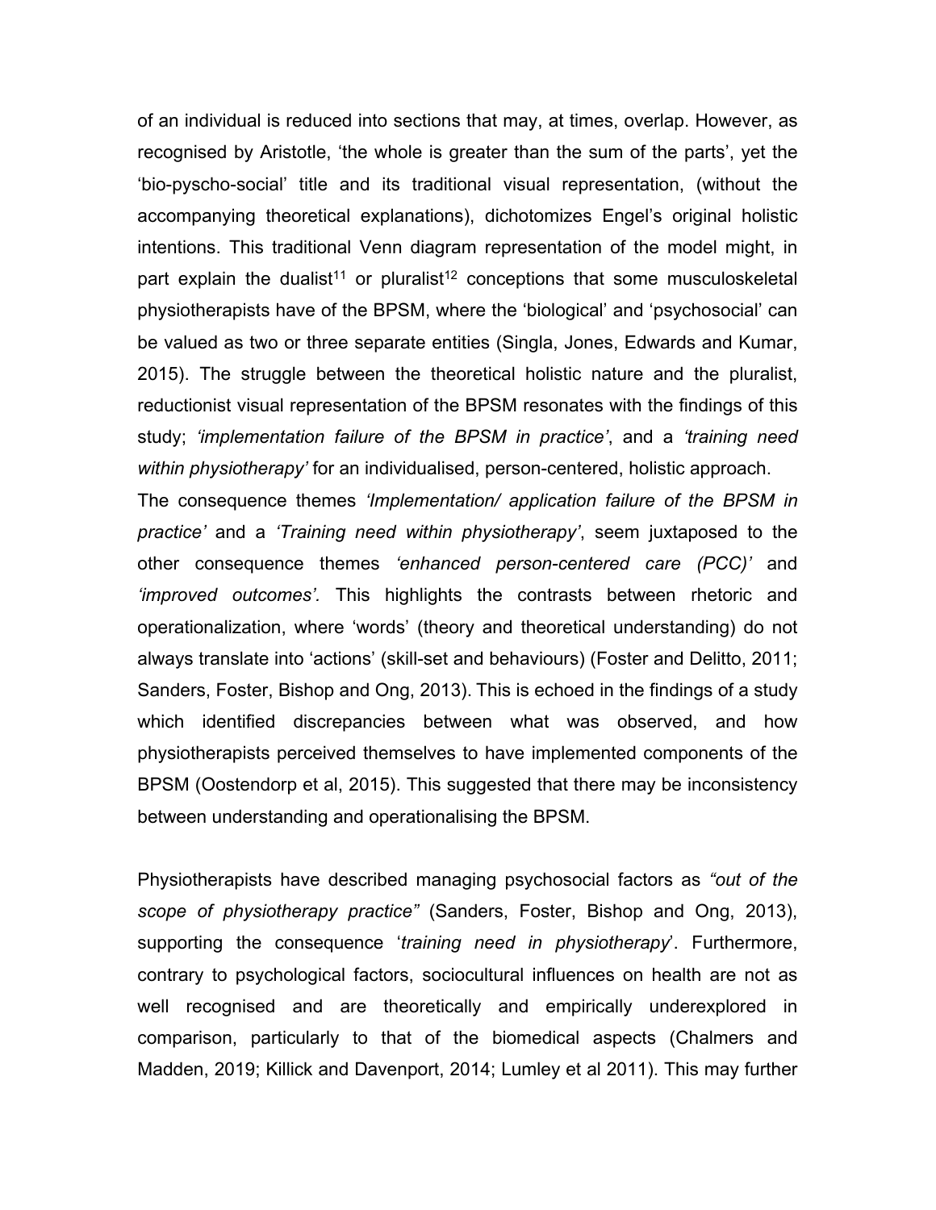of an individual is reduced into sections that may, at times, overlap. However, as recognised by Aristotle, 'the whole is greater than the sum of the parts', yet the 'bio-pyscho-social' title and its traditional visual representation, (without the accompanying theoretical explanations), dichotomizes Engel's original holistic intentions. This traditional Venn diagram representation of the model might, in part explain the dualist[11] or pluralist[12] conceptions that some musculoskeletal physiotherapists have of the BPSM, where the 'biological' and 'psychosocial' can be valued as two or three separate entities (Singla, Jones, Edwards and Kumar, 2015). The struggle between the theoretical holistic nature and the pluralist, reductionist visual representation of the BPSM resonates with the findings of this study; *'implementation failure of the BPSM in practice'*, and a *'training need within physiotherapy'* for an individualised, person-centered, holistic approach.

The consequence themes *'Implementation/ application failure of the BPSM in practice'* and a *'Training need within physiotherapy'*, seem juxtaposed to the other consequence themes *'enhanced person-centered care (PCC)'* and *'improved outcomes'.* This highlights the contrasts between rhetoric and operationalization, where 'words' (theory and theoretical understanding) do not always translate into 'actions' (skill-set and behaviours) (Foster and Delitto, 2011; Sanders, Foster, Bishop and Ong, 2013). This is echoed in the findings of a study which identified discrepancies between what was observed, and how physiotherapists perceived themselves to have implemented components of the BPSM (Oostendorp et al, 2015). This suggested that there may be inconsistency between understanding and operationalising the BPSM.

Physiotherapists have described managing psychosocial factors as *"out of the scope of physiotherapy practice"* (Sanders, Foster, Bishop and Ong, 2013), supporting the consequence '*training need in physiotherapy*'. Furthermore, contrary to psychological factors, sociocultural influences on health are not as well recognised and are theoretically and empirically underexplored in comparison, particularly to that of the biomedical aspects (Chalmers and Madden, 2019; Killick and Davenport, 2014; Lumley et al 2011). This may further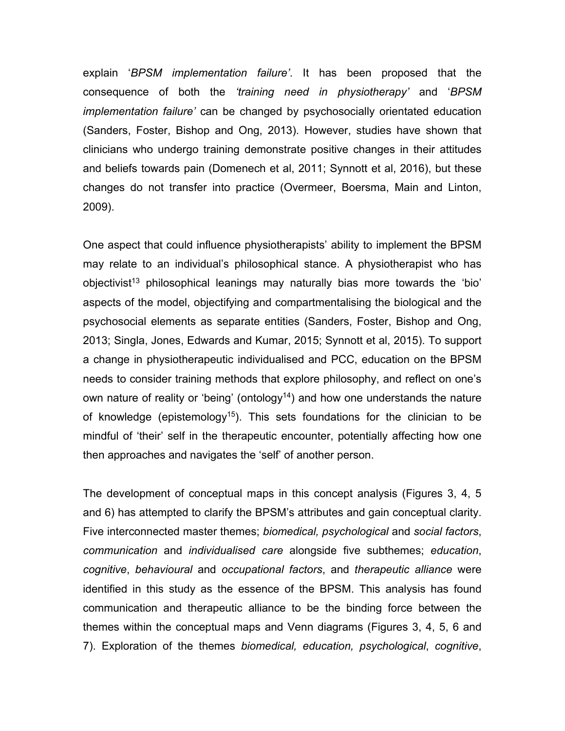explain '*BPSM implementation failure'*. It has been proposed that the consequence of both the *'training need in physiotherapy'* and '*BPSM implementation failure'* can be changed by psychosocially orientated education (Sanders, Foster, Bishop and Ong, 2013). However, studies have shown that clinicians who undergo training demonstrate positive changes in their attitudes and beliefs towards pain (Domenech et al, 2011; Synnott et al, 2016), but these changes do not transfer into practice (Overmeer, Boersma, Main and Linton, 2009).

One aspect that could influence physiotherapists' ability to implement the BPSM may relate to an individual's philosophical stance. A physiotherapist who has objectivist[13] philosophical leanings may naturally bias more towards the 'bio' aspects of the model, objectifying and compartmentalising the biological and the psychosocial elements as separate entities (Sanders, Foster, Bishop and Ong, 2013; Singla, Jones, Edwards and Kumar, 2015; Synnott et al, 2015). To support a change in physiotherapeutic individualised and PCC, education on the BPSM needs to consider training methods that explore philosophy, and reflect on one's own nature of reality or 'being' (ontology[14]) and how one understands the nature of knowledge (epistemology[15]). This sets foundations for the clinician to be mindful of 'their' self in the therapeutic encounter, potentially affecting how one then approaches and navigates the 'self' of another person.

The development of conceptual maps in this concept analysis (Figures 3, 4, 5 and 6) has attempted to clarify the BPSM's attributes and gain conceptual clarity. Five interconnected master themes; *biomedical, psychological* and *social factors*, *communication* and *individualised care* alongside five subthemes; *education*, *cognitive*, *behavioural* and *occupational factors*, and *therapeutic alliance* were identified in this study as the essence of the BPSM. This analysis has found communication and therapeutic alliance to be the binding force between the themes within the conceptual maps and Venn diagrams (Figures 3, 4, 5, 6 and 7). Exploration of the themes *biomedical, education, psychological*, *cognitive*,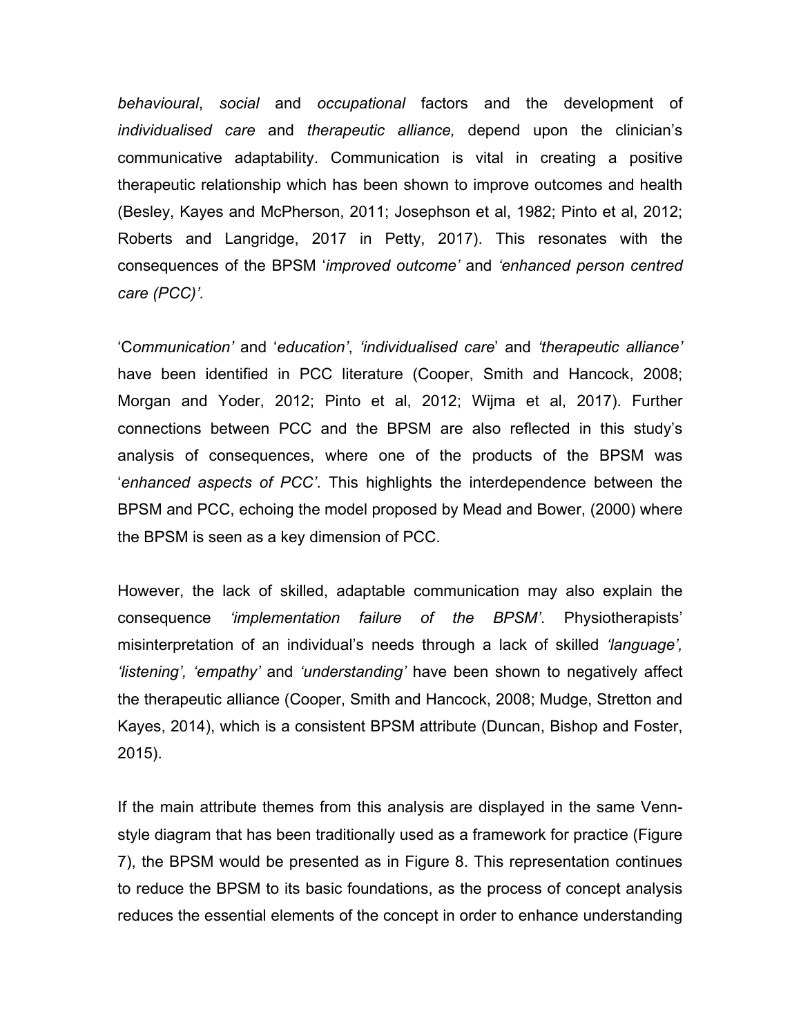*behavioural*, *social* and *occupational* factors and the development of *individualised care* and *therapeutic alliance,* depend upon the clinician's communicative adaptability. Communication is vital in creating a positive therapeutic relationship which has been shown to improve outcomes and health (Besley, Kayes and McPherson, 2011; Josephson et al, 1982; Pinto et al, 2012; Roberts and Langridge, 2017 in Petty, 2017). This resonates with the consequences of the BPSM '*improved outcome'* and *'enhanced person centred care (PCC)'.*

'C*ommunication'* and '*education'*, *'individualised care*' and *'therapeutic alliance'* have been identified in PCC literature (Cooper, Smith and Hancock, 2008; Morgan and Yoder, 2012; Pinto et al, 2012; Wijma et al, 2017). Further connections between PCC and the BPSM are also reflected in this study's analysis of consequences, where one of the products of the BPSM was '*enhanced aspects of PCC'*. This highlights the interdependence between the BPSM and PCC, echoing the model proposed by Mead and Bower, (2000) where the BPSM is seen as a key dimension of PCC.

However, the lack of skilled, adaptable communication may also explain the consequence *'implementation failure of the BPSM'*. Physiotherapists' misinterpretation of an individual's needs through a lack of skilled *'language', 'listening', 'empathy'* and *'understanding'* have been shown to negatively affect the therapeutic alliance (Cooper, Smith and Hancock, 2008; Mudge, Stretton and Kayes, 2014), which is a consistent BPSM attribute (Duncan, Bishop and Foster, 2015).

If the main attribute themes from this analysis are displayed in the same Venn-style diagram that has been traditionally used as a framework for practice (Figure 7), the BPSM would be presented as in Figure 8. This representation continues to reduce the BPSM to its basic foundations, as the process of concept analysis reduces the essential elements of the concept in order to enhance understanding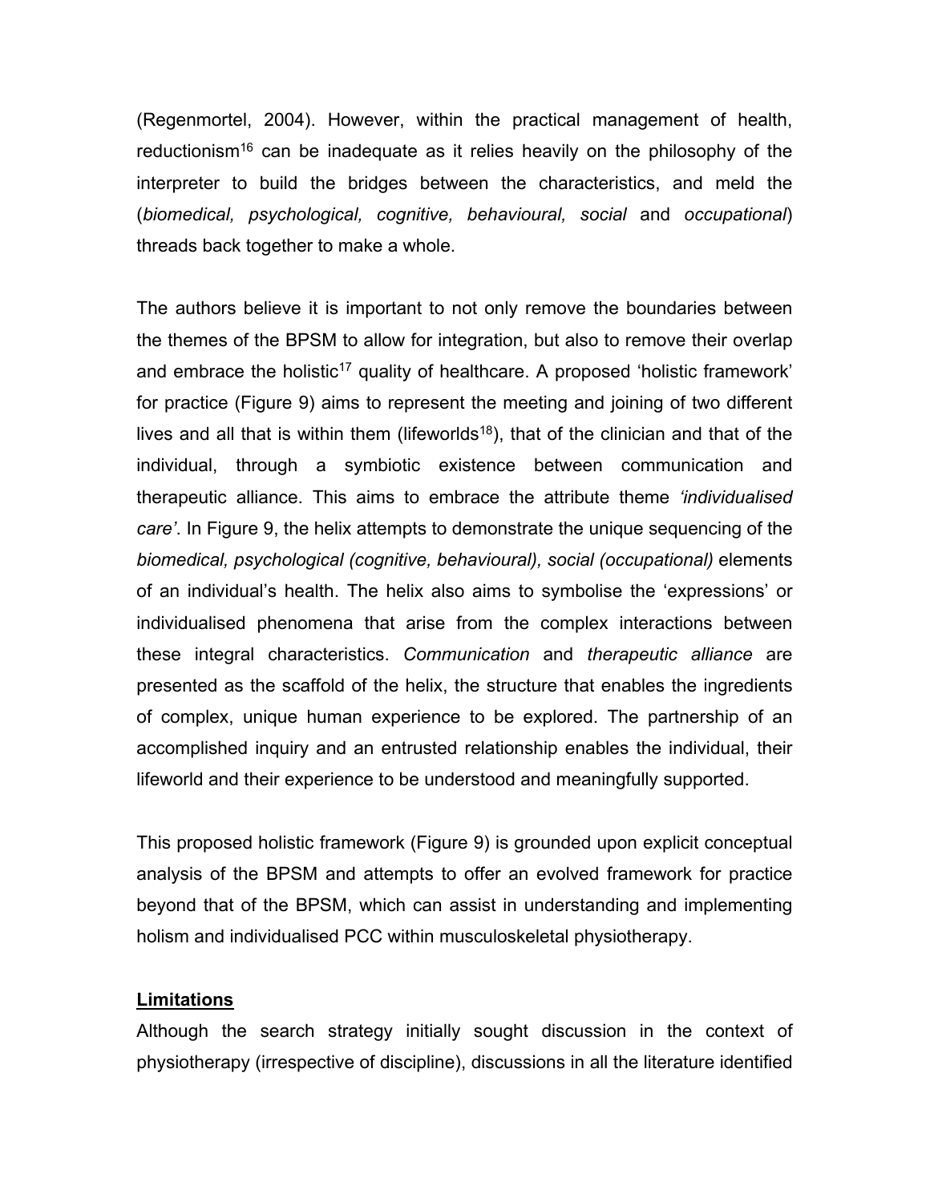(Regenmortel, 2004). However, within the practical management of health, reductionism[16] can be inadequate as it relies heavily on the philosophy of the interpreter to build the bridges between the characteristics, and meld the (*biomedical, psychological, cognitive, behavioural, social* and *occupational*) threads back together to make a whole.

The authors believe it is important to not only remove the boundaries between the themes of the BPSM to allow for integration, but also to remove their overlap and embrace the holistic[17] quality of healthcare. A proposed 'holistic framework' for practice (Figure 9) aims to represent the meeting and joining of two different lives and all that is within them (lifeworlds[18]), that of the clinician and that of the individual, through a symbiotic existence between communication and therapeutic alliance. This aims to embrace the attribute theme *'individualised care'*. In Figure 9, the helix attempts to demonstrate the unique sequencing of the *biomedical, psychological (cognitive, behavioural), social (occupational)* elements of an individual's health. The helix also aims to symbolise the 'expressions' or individualised phenomena that arise from the complex interactions between these integral characteristics. *Communication* and *therapeutic alliance* are presented as the scaffold of the helix, the structure that enables the ingredients of complex, unique human experience to be explored. The partnership of an accomplished inquiry and an entrusted relationship enables the individual, their lifeworld and their experience to be understood and meaningfully supported.

This proposed holistic framework (Figure 9) is grounded upon explicit conceptual analysis of the BPSM and attempts to offer an evolved framework for practice beyond that of the BPSM, which can assist in understanding and implementing holism and individualised PCC within musculoskeletal physiotherapy.

**<u>Limitations</u>**

Although the search strategy initially sought discussion in the context of physiotherapy (irrespective of discipline), discussions in all the literature identified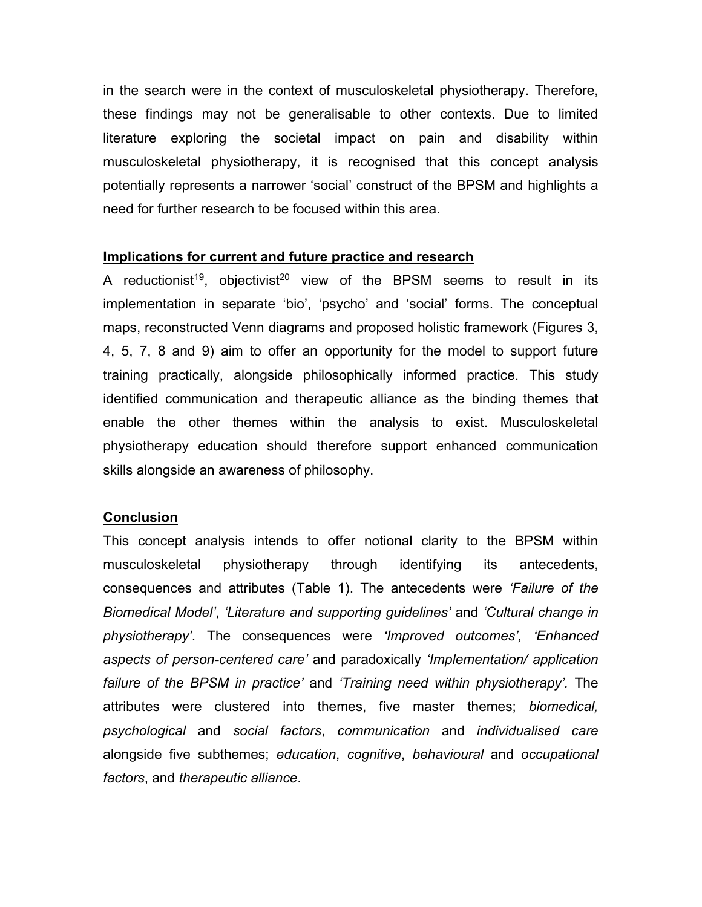in the search were in the context of musculoskeletal physiotherapy. Therefore, these findings may not be generalisable to other contexts. Due to limited literature exploring the societal impact on pain and disability within musculoskeletal physiotherapy, it is recognised that this concept analysis potentially represents a narrower 'social' construct of the BPSM and highlights a need for further research to be focused within this area.

## Implications for current and future practice and research

A reductionist[19], objectivist[20] view of the BPSM seems to result in its implementation in separate 'bio', 'psycho' and 'social' forms. The conceptual maps, reconstructed Venn diagrams and proposed holistic framework (Figures 3, 4, 5, 7, 8 and 9) aim to offer an opportunity for the model to support future training practically, alongside philosophically informed practice. This study identified communication and therapeutic alliance as the binding themes that enable the other themes within the analysis to exist. Musculoskeletal physiotherapy education should therefore support enhanced communication skills alongside an awareness of philosophy.

## Conclusion

This concept analysis intends to offer notional clarity to the BPSM within musculoskeletal physiotherapy through identifying its antecedents, consequences and attributes (Table 1). The antecedents were *'Failure of the Biomedical Model'*, *'Literature and supporting guidelines'* and *'Cultural change in physiotherapy'*. The consequences were *'Improved outcomes', 'Enhanced aspects of person-centered care'* and paradoxically *'Implementation/ application failure of the BPSM in practice'* and *'Training need within physiotherapy'.* The attributes were clustered into themes, five master themes; *biomedical, psychological* and *social factors*, *communication* and *individualised care* alongside five subthemes; *education*, *cognitive*, *behavioural* and *occupational factors*, and *therapeutic alliance*.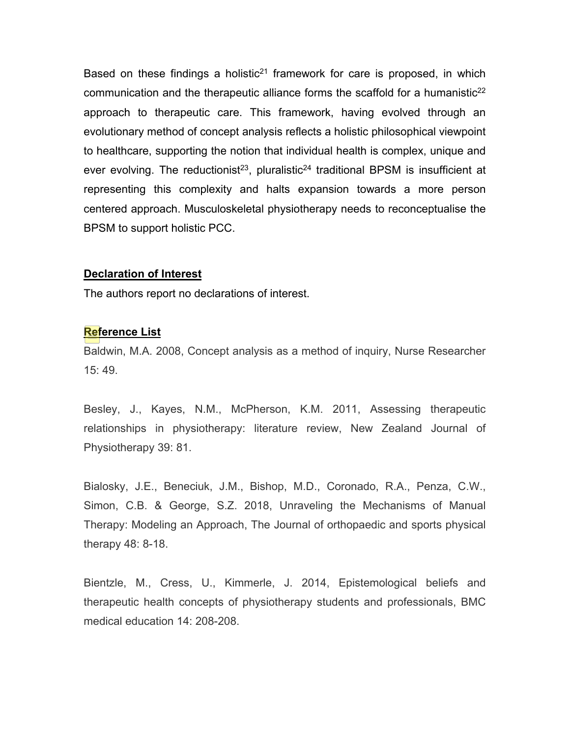Based on these findings a holistic[21] framework for care is proposed, in which communication and the therapeutic alliance forms the scaffold for a humanistic[22] approach to therapeutic care. This framework, having evolved through an evolutionary method of concept analysis reflects a holistic philosophical viewpoint to healthcare, supporting the notion that individual health is complex, unique and ever evolving. The reductionist[23], pluralistic[24] traditional BPSM is insufficient at representing this complexity and halts expansion towards a more person centered approach. Musculoskeletal physiotherapy needs to reconceptualise the BPSM to support holistic PCC.

## Declaration of Interest

The authors report no declarations of interest.

## Reference List

Baldwin, M.A. 2008, Concept analysis as a method of inquiry, Nurse Researcher 15: 49.

Besley, J., Kayes, N.M., McPherson, K.M. 2011, Assessing therapeutic relationships in physiotherapy: literature review, New Zealand Journal of Physiotherapy 39: 81.

Bialosky, J.E., Beneciuk, J.M., Bishop, M.D., Coronado, R.A., Penza, C.W., Simon, C.B. & George, S.Z. 2018, Unraveling the Mechanisms of Manual Therapy: Modeling an Approach, The Journal of orthopaedic and sports physical therapy 48: 8-18.

Bientzle, M., Cress, U., Kimmerle, J. 2014, Epistemological beliefs and therapeutic health concepts of physiotherapy students and professionals, BMC medical education 14: 208-208.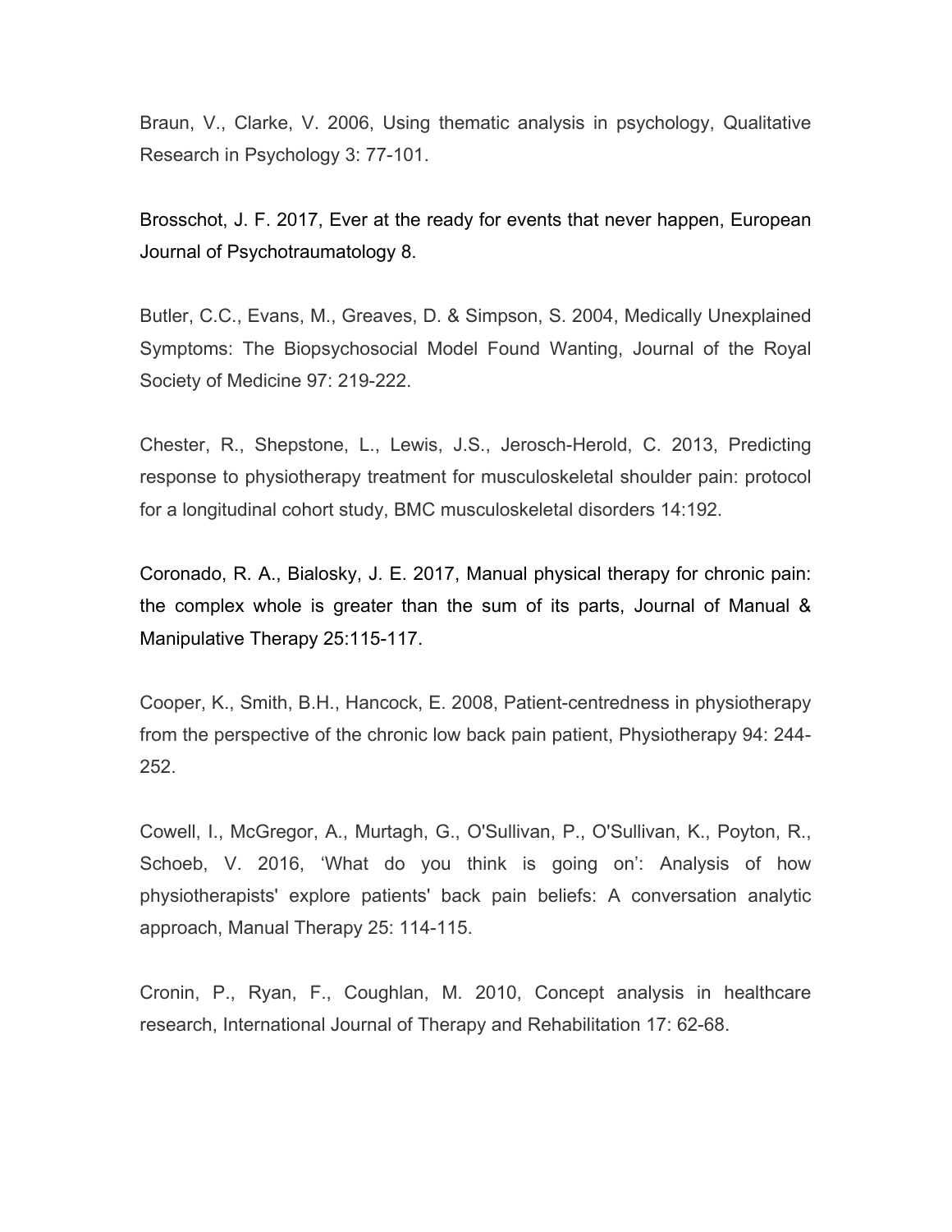Braun, V., Clarke, V. 2006, Using thematic analysis in psychology, Qualitative Research in Psychology 3: 77-101.

Brosschot, J. F. 2017, Ever at the ready for events that never happen, European Journal of Psychotraumatology 8.

Butler, C.C., Evans, M., Greaves, D. & Simpson, S. 2004, Medically Unexplained Symptoms: The Biopsychosocial Model Found Wanting, Journal of the Royal Society of Medicine 97: 219-222.

Chester, R., Shepstone, L., Lewis, J.S., Jerosch-Herold, C. 2013, Predicting response to physiotherapy treatment for musculoskeletal shoulder pain: protocol for a longitudinal cohort study, BMC musculoskeletal disorders 14:192.

Coronado, R. A., Bialosky, J. E. 2017, Manual physical therapy for chronic pain: the complex whole is greater than the sum of its parts, Journal of Manual & Manipulative Therapy 25:115-117.

Cooper, K., Smith, B.H., Hancock, E. 2008, Patient-centredness in physiotherapy from the perspective of the chronic low back pain patient, Physiotherapy 94: 244-252.

Cowell, I., McGregor, A., Murtagh, G., O'Sullivan, P., O'Sullivan, K., Poyton, R., Schoeb, V. 2016, 'What do you think is going on': Analysis of how physiotherapists' explore patients' back pain beliefs: A conversation analytic approach, Manual Therapy 25: 114-115.

Cronin, P., Ryan, F., Coughlan, M. 2010, Concept analysis in healthcare research, International Journal of Therapy and Rehabilitation 17: 62-68.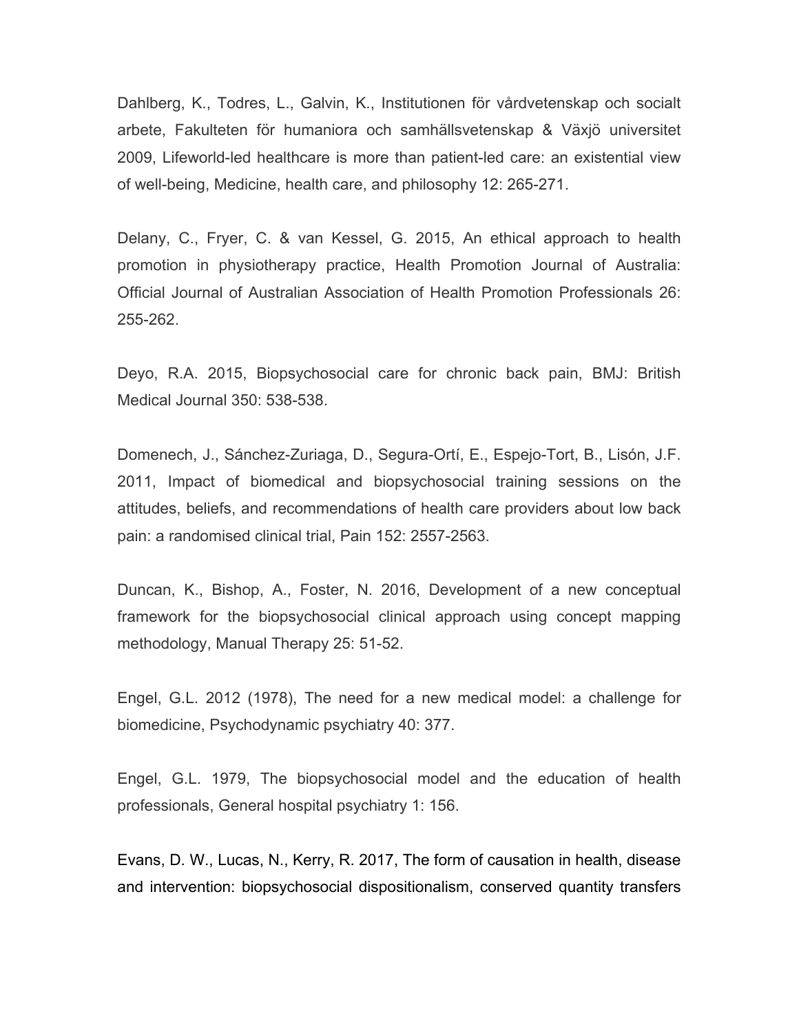Dahlberg, K., Todres, L., Galvin, K., Institutionen för vårdvetenskap och socialt arbete, Fakulteten för humaniora och samhällsvetenskap & Växjö universitet 2009, Lifeworld-led healthcare is more than patient-led care: an existential view of well-being, Medicine, health care, and philosophy 12: 265-271.

Delany, C., Fryer, C. & van Kessel, G. 2015, An ethical approach to health promotion in physiotherapy practice, Health Promotion Journal of Australia: Official Journal of Australian Association of Health Promotion Professionals 26: 255-262.

Deyo, R.A. 2015, Biopsychosocial care for chronic back pain, BMJ: British Medical Journal 350: 538-538.

Domenech, J., Sánchez-Zuriaga, D., Segura-Ortí, E., Espejo-Tort, B., Lisón, J.F. 2011, Impact of biomedical and biopsychosocial training sessions on the attitudes, beliefs, and recommendations of health care providers about low back pain: a randomised clinical trial, Pain 152: 2557-2563.

Duncan, K., Bishop, A., Foster, N. 2016, Development of a new conceptual framework for the biopsychosocial clinical approach using concept mapping methodology, Manual Therapy 25: 51-52.

Engel, G.L. 2012 (1978), The need for a new medical model: a challenge for biomedicine, Psychodynamic psychiatry 40: 377.

Engel, G.L. 1979, The biopsychosocial model and the education of health professionals, General hospital psychiatry 1: 156.

Evans, D. W., Lucas, N., Kerry, R. 2017, The form of causation in health, disease and intervention: biopsychosocial dispositionalism, conserved quantity transfers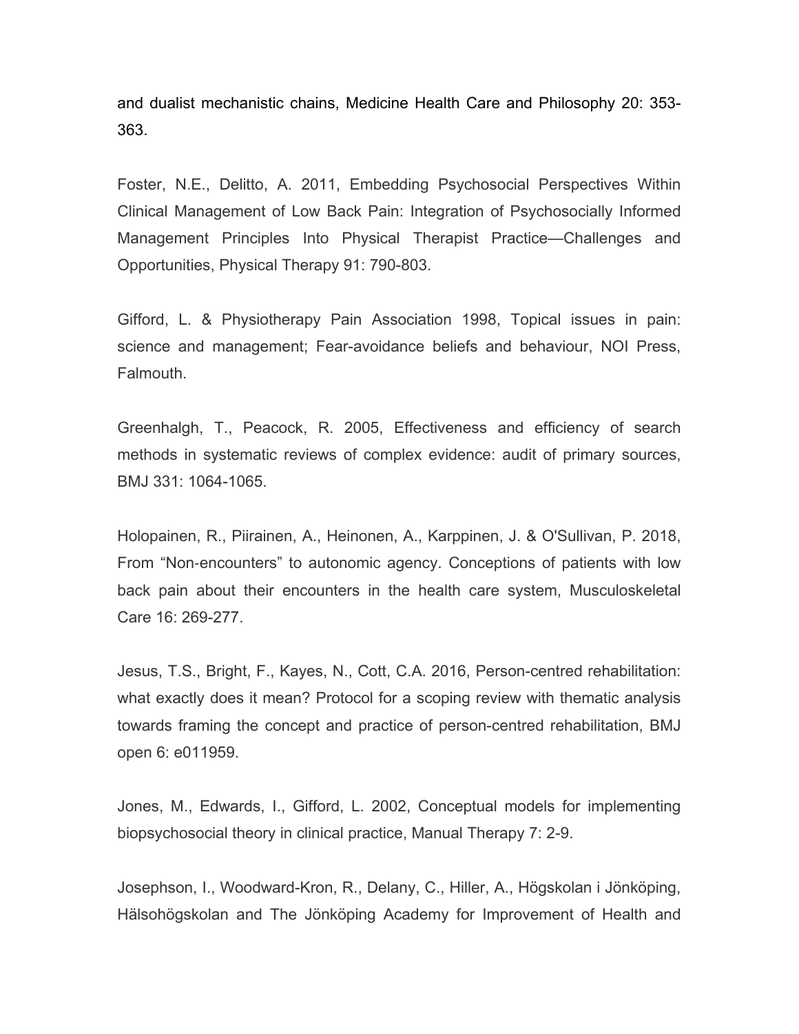and dualist mechanistic chains, Medicine Health Care and Philosophy 20: 353-363.

Foster, N.E., Delitto, A. 2011, Embedding Psychosocial Perspectives Within Clinical Management of Low Back Pain: Integration of Psychosocially Informed Management Principles Into Physical Therapist Practice—Challenges and Opportunities, Physical Therapy 91: 790-803.

Gifford, L. & Physiotherapy Pain Association 1998, Topical issues in pain: science and management; Fear-avoidance beliefs and behaviour, NOI Press, Falmouth.

Greenhalgh, T., Peacock, R. 2005, Effectiveness and efficiency of search methods in systematic reviews of complex evidence: audit of primary sources, BMJ 331: 1064-1065.

Holopainen, R., Piirainen, A., Heinonen, A., Karppinen, J. & O'Sullivan, P. 2018, From “Non-encounters” to autonomic agency. Conceptions of patients with low back pain about their encounters in the health care system, Musculoskeletal Care 16: 269-277.

Jesus, T.S., Bright, F., Kayes, N., Cott, C.A. 2016, Person-centred rehabilitation: what exactly does it mean? Protocol for a scoping review with thematic analysis towards framing the concept and practice of person-centred rehabilitation, BMJ open 6: e011959.

Jones, M., Edwards, I., Gifford, L. 2002, Conceptual models for implementing biopsychosocial theory in clinical practice, Manual Therapy 7: 2-9.

Josephson, I., Woodward-Kron, R., Delany, C., Hiller, A., Högskolan i Jönköping, Hälsohögskolan and The Jönköping Academy for Improvement of Health and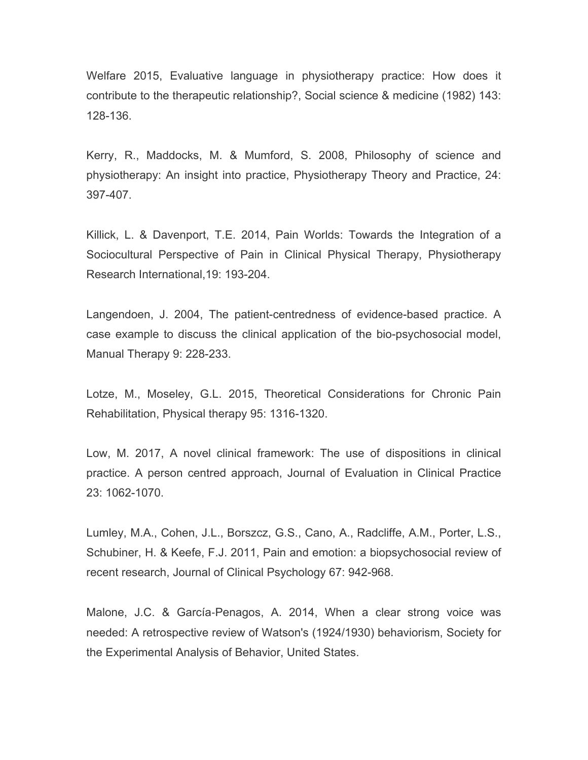Welfare 2015, Evaluative language in physiotherapy practice: How does it contribute to the therapeutic relationship?, Social science & medicine (1982) 143: 128-136.

Kerry, R., Maddocks, M. & Mumford, S. 2008, Philosophy of science and physiotherapy: An insight into practice, Physiotherapy Theory and Practice, 24: 397-407.

Killick, L. & Davenport, T.E. 2014, Pain Worlds: Towards the Integration of a Sociocultural Perspective of Pain in Clinical Physical Therapy, Physiotherapy Research International,19: 193-204.

Langendoen, J. 2004, The patient-centredness of evidence-based practice. A case example to discuss the clinical application of the bio-psychosocial model, Manual Therapy 9: 228-233.

Lotze, M., Moseley, G.L. 2015, Theoretical Considerations for Chronic Pain Rehabilitation, Physical therapy 95: 1316-1320.

Low, M. 2017, A novel clinical framework: The use of dispositions in clinical practice. A person centred approach, Journal of Evaluation in Clinical Practice 23: 1062-1070.

Lumley, M.A., Cohen, J.L., Borszcz, G.S., Cano, A., Radcliffe, A.M., Porter, L.S., Schubiner, H. & Keefe, F.J. 2011, Pain and emotion: a biopsychosocial review of recent research, Journal of Clinical Psychology 67: 942-968.

Malone, J.C. & García-Penagos, A. 2014, When a clear strong voice was needed: A retrospective review of Watson's (1924/1930) behaviorism, Society for the Experimental Analysis of Behavior, United States.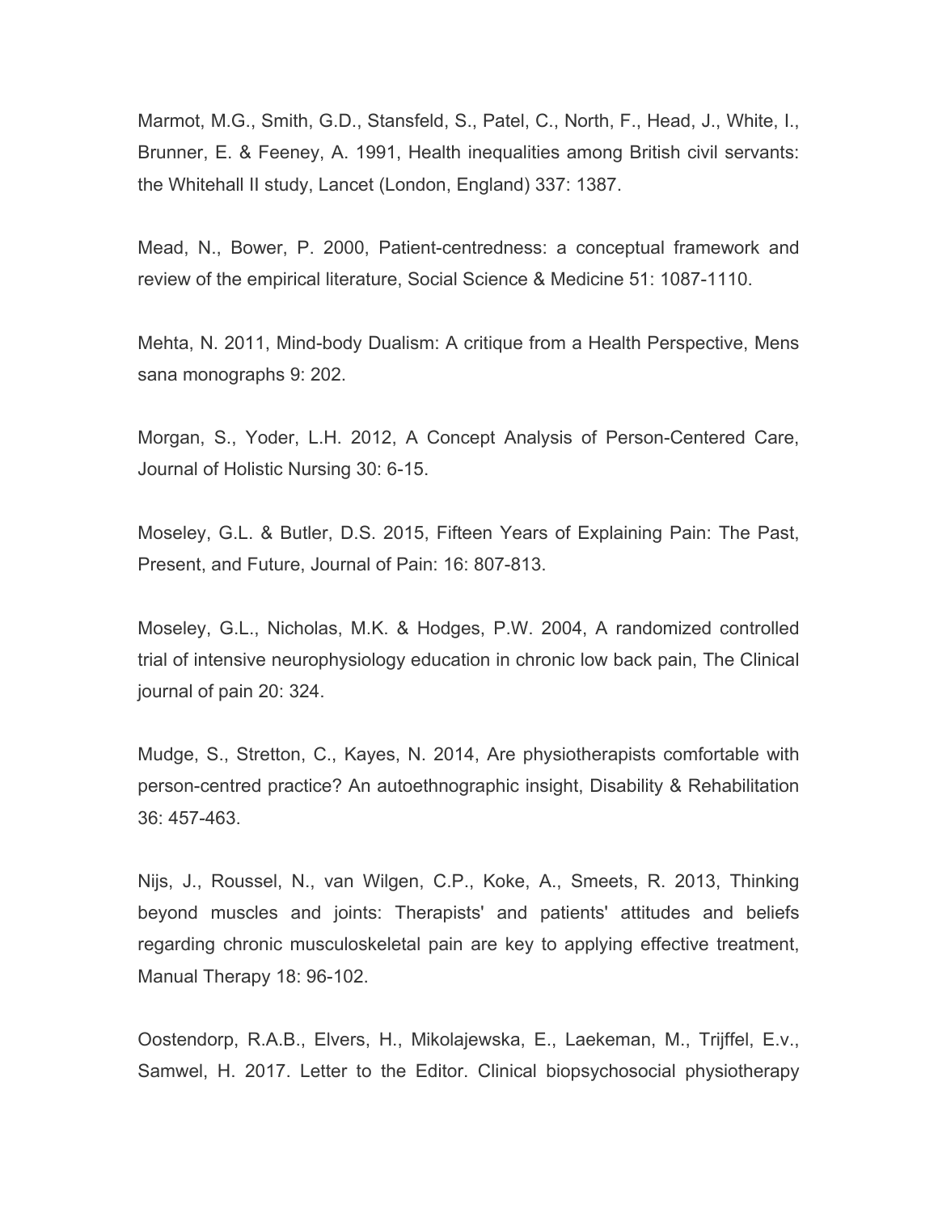Marmot, M.G., Smith, G.D., Stansfeld, S., Patel, C., North, F., Head, J., White, I., Brunner, E. & Feeney, A. 1991, Health inequalities among British civil servants: the Whitehall II study, Lancet (London, England) 337: 1387.

Mead, N., Bower, P. 2000, Patient-centredness: a conceptual framework and review of the empirical literature, Social Science & Medicine 51: 1087-1110.

Mehta, N. 2011, Mind-body Dualism: A critique from a Health Perspective, Mens sana monographs 9: 202.

Morgan, S., Yoder, L.H. 2012, A Concept Analysis of Person-Centered Care, Journal of Holistic Nursing 30: 6-15.

Moseley, G.L. & Butler, D.S. 2015, Fifteen Years of Explaining Pain: The Past, Present, and Future, Journal of Pain: 16: 807-813.

Moseley, G.L., Nicholas, M.K. & Hodges, P.W. 2004, A randomized controlled trial of intensive neurophysiology education in chronic low back pain, The Clinical journal of pain 20: 324.

Mudge, S., Stretton, C., Kayes, N. 2014, Are physiotherapists comfortable with person-centred practice? An autoethnographic insight, Disability & Rehabilitation 36: 457-463.

Nijs, J., Roussel, N., van Wilgen, C.P., Koke, A., Smeets, R. 2013, Thinking beyond muscles and joints: Therapists' and patients' attitudes and beliefs regarding chronic musculoskeletal pain are key to applying effective treatment, Manual Therapy 18: 96-102.

Oostendorp, R.A.B., Elvers, H., Mikolajewska, E., Laekeman, M., Trijffel, E.v., Samwel, H. 2017. Letter to the Editor. Clinical biopsychosocial physiotherapy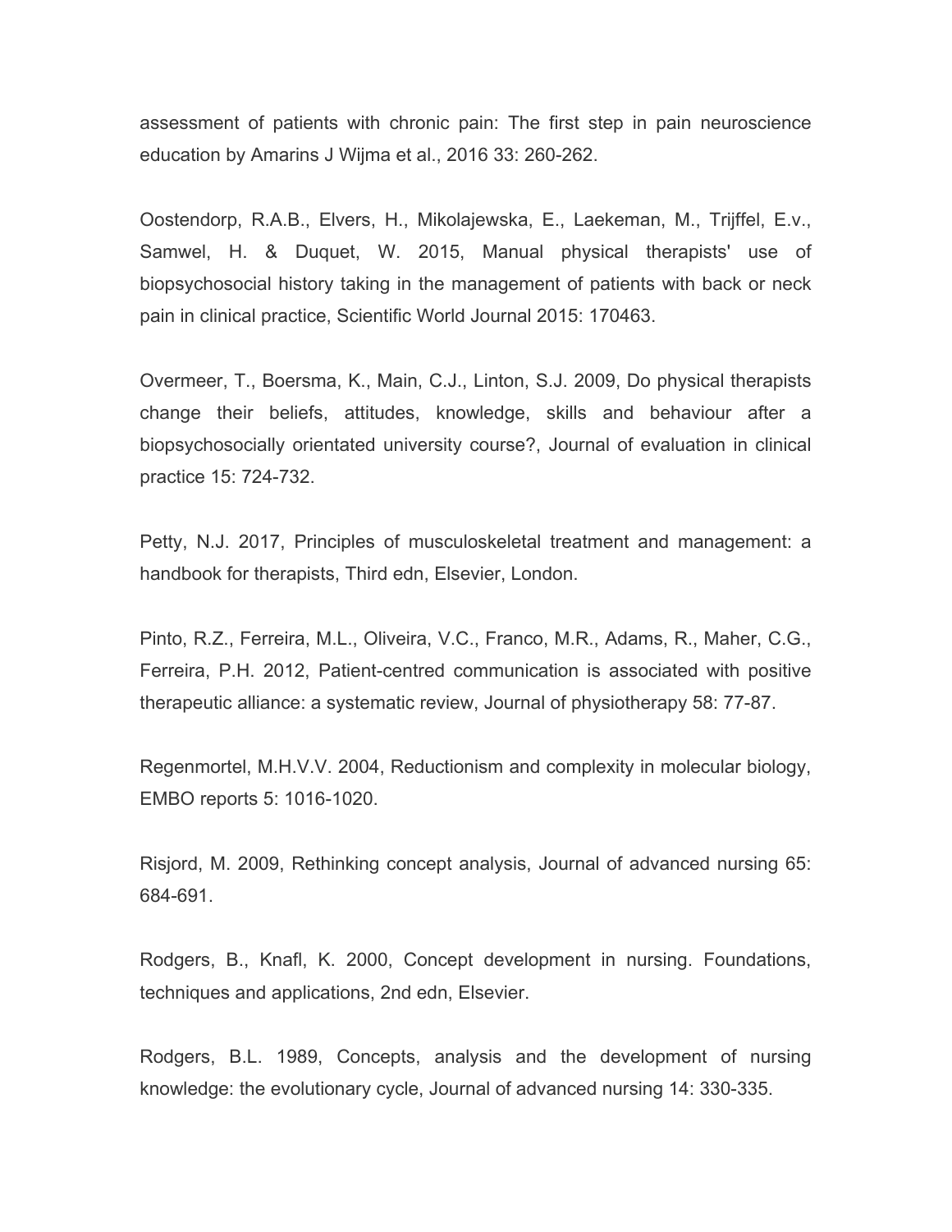assessment of patients with chronic pain: The first step in pain neuroscience education by Amarins J Wijma et al., 2016 33: 260-262.

Oostendorp, R.A.B., Elvers, H., Mikolajewska, E., Laekeman, M., Trijffel, E.v., Samwel, H. & Duquet, W. 2015, Manual physical therapists' use of biopsychosocial history taking in the management of patients with back or neck pain in clinical practice, Scientific World Journal 2015: 170463.

Overmeer, T., Boersma, K., Main, C.J., Linton, S.J. 2009, Do physical therapists change their beliefs, attitudes, knowledge, skills and behaviour after a biopsychosocially orientated university course?, Journal of evaluation in clinical practice 15: 724-732.

Petty, N.J. 2017, Principles of musculoskeletal treatment and management: a handbook for therapists, Third edn, Elsevier, London.

Pinto, R.Z., Ferreira, M.L., Oliveira, V.C., Franco, M.R., Adams, R., Maher, C.G., Ferreira, P.H. 2012, Patient-centred communication is associated with positive therapeutic alliance: a systematic review, Journal of physiotherapy 58: 77-87.

Regenmortel, M.H.V.V. 2004, Reductionism and complexity in molecular biology, EMBO reports 5: 1016-1020.

Risjord, M. 2009, Rethinking concept analysis, Journal of advanced nursing 65: 684-691.

Rodgers, B., Knafl, K. 2000, Concept development in nursing. Foundations, techniques and applications, 2nd edn, Elsevier.

Rodgers, B.L. 1989, Concepts, analysis and the development of nursing knowledge: the evolutionary cycle, Journal of advanced nursing 14: 330-335.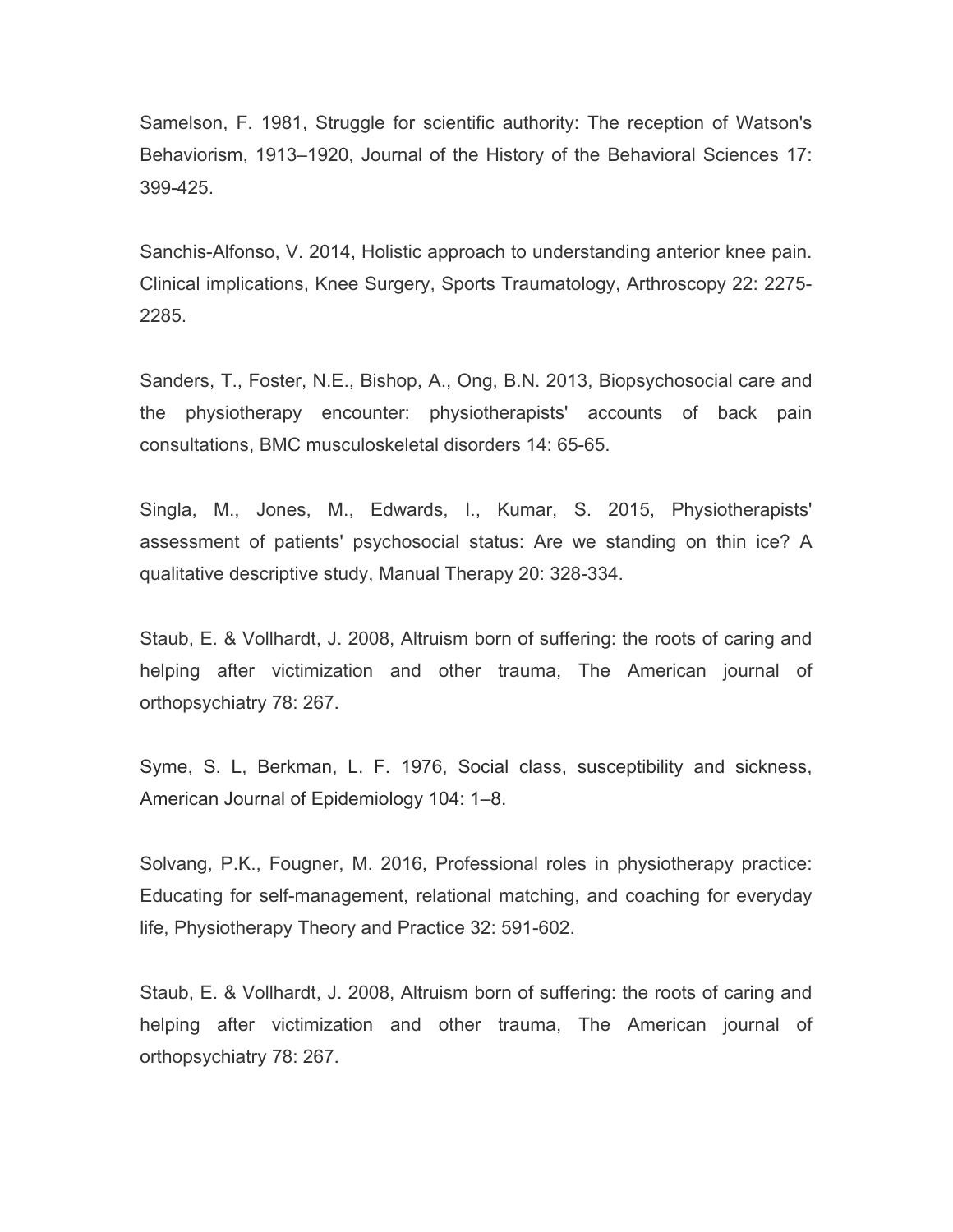Samelson, F. 1981, Struggle for scientific authority: The reception of Watson's Behaviorism, 1913–1920, Journal of the History of the Behavioral Sciences 17: 399-425.

Sanchis-Alfonso, V. 2014, Holistic approach to understanding anterior knee pain. Clinical implications, Knee Surgery, Sports Traumatology, Arthroscopy 22: 2275-2285.

Sanders, T., Foster, N.E., Bishop, A., Ong, B.N. 2013, Biopsychosocial care and the physiotherapy encounter: physiotherapists' accounts of back pain consultations, BMC musculoskeletal disorders 14: 65-65.

Singla, M., Jones, M., Edwards, I., Kumar, S. 2015, Physiotherapists' assessment of patients' psychosocial status: Are we standing on thin ice? A qualitative descriptive study, Manual Therapy 20: 328-334.

Staub, E. & Vollhardt, J. 2008, Altruism born of suffering: the roots of caring and helping after victimization and other trauma, The American journal of orthopsychiatry 78: 267.

Syme, S. L, Berkman, L. F. 1976, Social class, susceptibility and sickness, American Journal of Epidemiology 104: 1–8.

Solvang, P.K., Fougner, M. 2016, Professional roles in physiotherapy practice: Educating for self-management, relational matching, and coaching for everyday life, Physiotherapy Theory and Practice 32: 591-602.

Staub, E. & Vollhardt, J. 2008, Altruism born of suffering: the roots of caring and helping after victimization and other trauma, The American journal of orthopsychiatry 78: 267.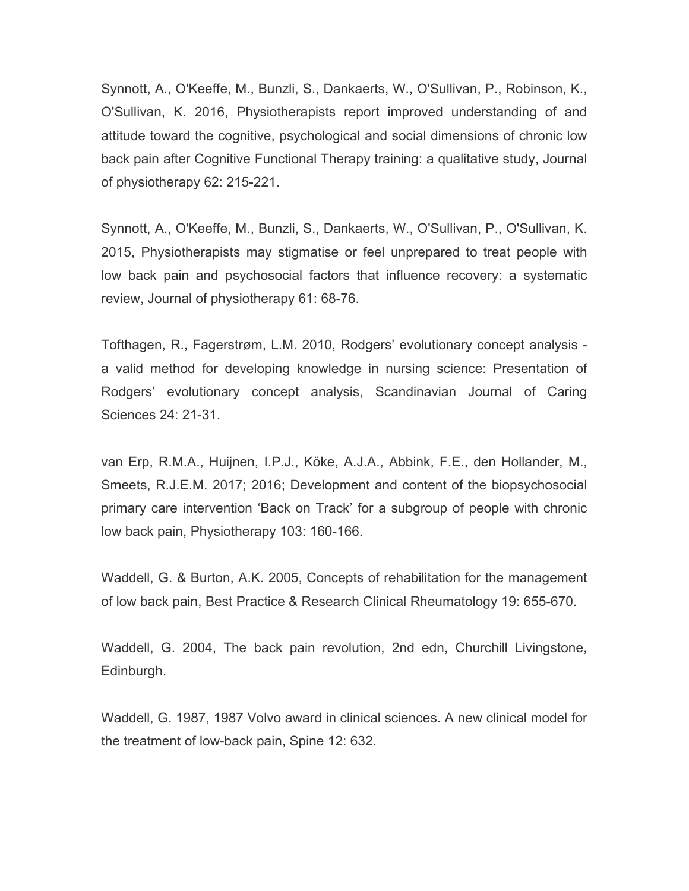Synnott, A., O'Keeffe, M., Bunzli, S., Dankaerts, W., O'Sullivan, P., Robinson, K., O'Sullivan, K. 2016, Physiotherapists report improved understanding of and attitude toward the cognitive, psychological and social dimensions of chronic low back pain after Cognitive Functional Therapy training: a qualitative study, Journal of physiotherapy 62: 215-221.

Synnott, A., O'Keeffe, M., Bunzli, S., Dankaerts, W., O'Sullivan, P., O'Sullivan, K. 2015, Physiotherapists may stigmatise or feel unprepared to treat people with low back pain and psychosocial factors that influence recovery: a systematic review, Journal of physiotherapy 61: 68-76.

Tofthagen, R., Fagerstrøm, L.M. 2010, Rodgers' evolutionary concept analysis - a valid method for developing knowledge in nursing science: Presentation of Rodgers' evolutionary concept analysis, Scandinavian Journal of Caring Sciences 24: 21-31.

van Erp, R.M.A., Huijnen, I.P.J., Köke, A.J.A., Abbink, F.E., den Hollander, M., Smeets, R.J.E.M. 2017; 2016; Development and content of the biopsychosocial primary care intervention 'Back on Track' for a subgroup of people with chronic low back pain, Physiotherapy 103: 160-166.

Waddell, G. & Burton, A.K. 2005, Concepts of rehabilitation for the management of low back pain, Best Practice & Research Clinical Rheumatology 19: 655-670.

Waddell, G. 2004, The back pain revolution, 2nd edn, Churchill Livingstone, Edinburgh.

Waddell, G. 1987, 1987 Volvo award in clinical sciences. A new clinical model for the treatment of low-back pain, Spine 12: 632.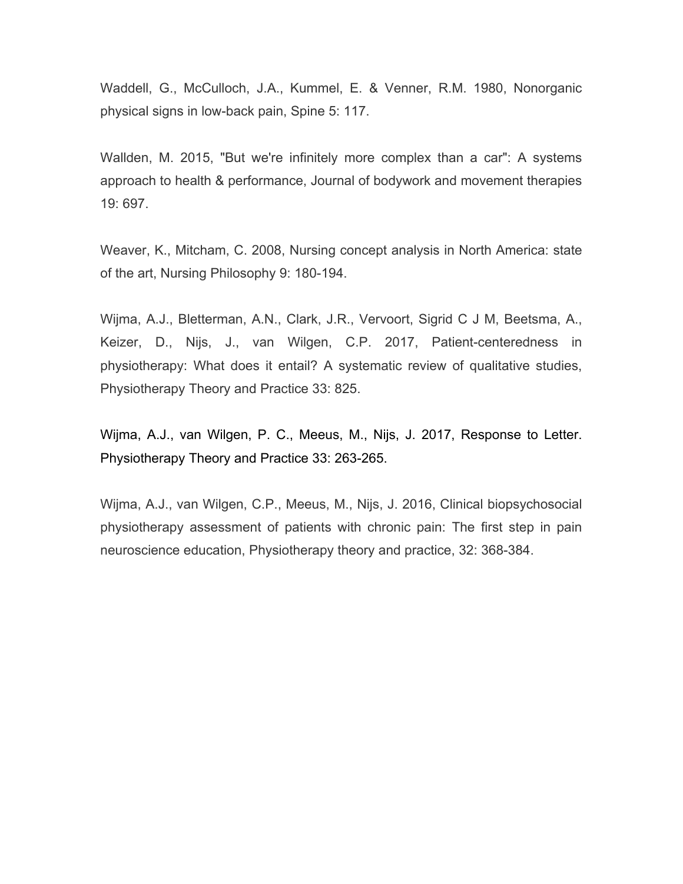Waddell, G., McCulloch, J.A., Kummel, E. & Venner, R.M. 1980, Nonorganic physical signs in low-back pain, Spine 5: 117.

Wallden, M. 2015, "But we're infinitely more complex than a car": A systems approach to health & performance, Journal of bodywork and movement therapies 19: 697.

Weaver, K., Mitcham, C. 2008, Nursing concept analysis in North America: state of the art, Nursing Philosophy 9: 180-194.

Wijma, A.J., Bletterman, A.N., Clark, J.R., Vervoort, Sigrid C J M, Beetsma, A., Keizer, D., Nijs, J., van Wilgen, C.P. 2017, Patient-centeredness in physiotherapy: What does it entail? A systematic review of qualitative studies, Physiotherapy Theory and Practice 33: 825.

Wijma, A.J., van Wilgen, P. C., Meeus, M., Nijs, J. 2017, Response to Letter. Physiotherapy Theory and Practice 33: 263-265.

Wijma, A.J., van Wilgen, C.P., Meeus, M., Nijs, J. 2016, Clinical biopsychosocial physiotherapy assessment of patients with chronic pain: The first step in pain neuroscience education, Physiotherapy theory and practice, 32: 368-384.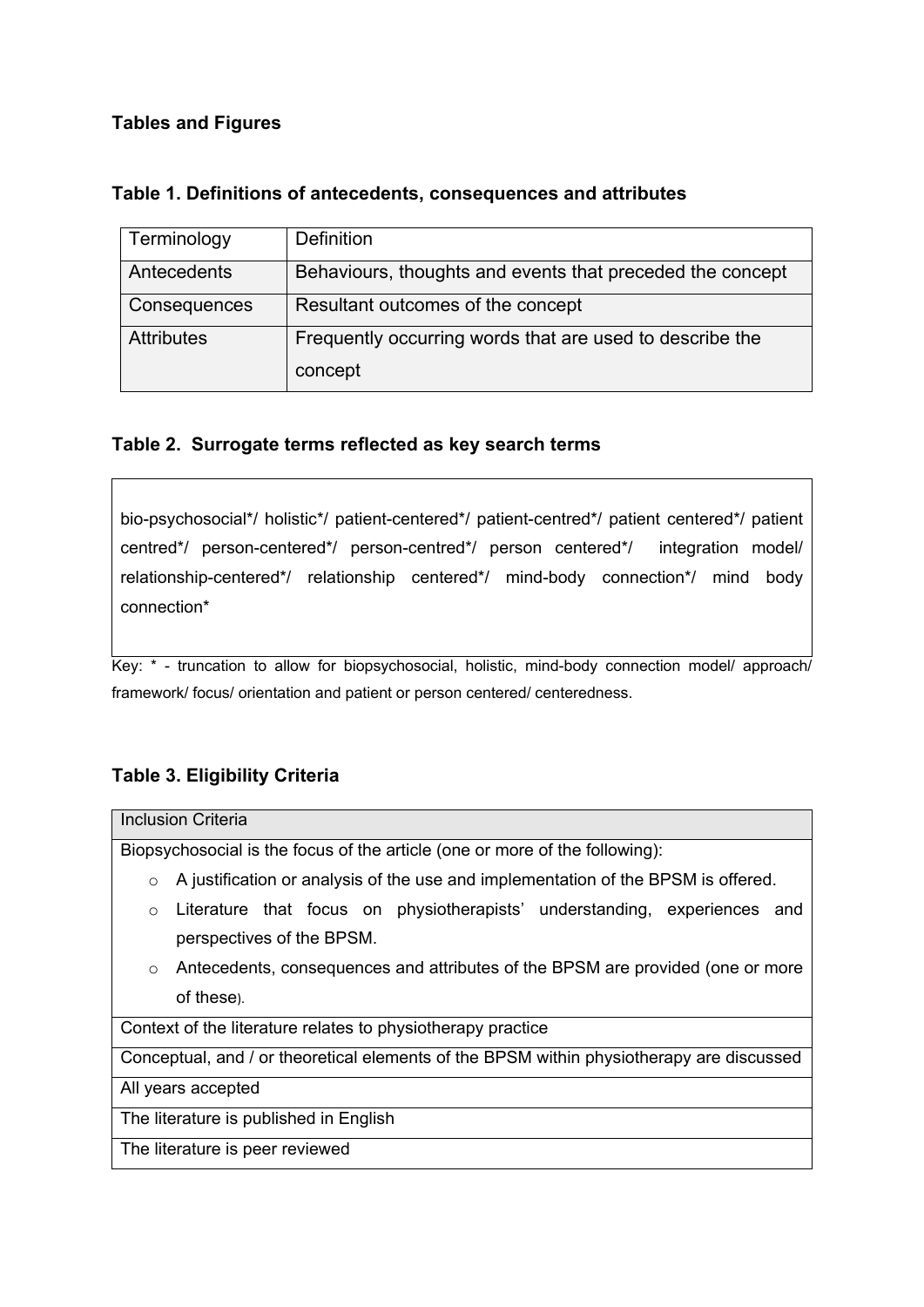## Tables and Figures

### Table 1. Definitions of antecedents, consequences and attributes

| Terminology | Definition |
|---|---|
| Antecedents | Behaviours, thoughts and events that preceded the concept |
| Consequences | Resultant outcomes of the concept |
| Attributes | Frequently occurring words that are used to describe the concept |

### Table 2. Surrogate terms reflected as key search terms

| bio-psychosocial*/ holistic*/ patient-centered*/ patient-centred*/ patient centered*/ patient centred*/ person-centered*/ person-centred*/ person centered*/ integration model/ relationship-centered*/ relationship centered*/ mind-body connection*/ mind body connection* |
|---|

Key: * - truncation to allow for biopsychosocial, holistic, mind-body connection model/ approach/ framework/ focus/ orientation and patient or person centered/ centeredness.

### Table 3. Eligibility Criteria

| Inclusion Criteria |
|---|
| Biopsychosocial is the focus of the article (one or more of the following):<br>○ A justification or analysis of the use and implementation of the BPSM is offered.<br>○ Literature that focus on physiotherapists' understanding, experiences and perspectives of the BPSM.<br>○ Antecedents, consequences and attributes of the BPSM are provided (one or more of these). |
| Context of the literature relates to physiotherapy practice |
| Conceptual, and / or theoretical elements of the BPSM within physiotherapy are discussed |
| All years accepted |
| The literature is published in English |
| The literature is peer reviewed |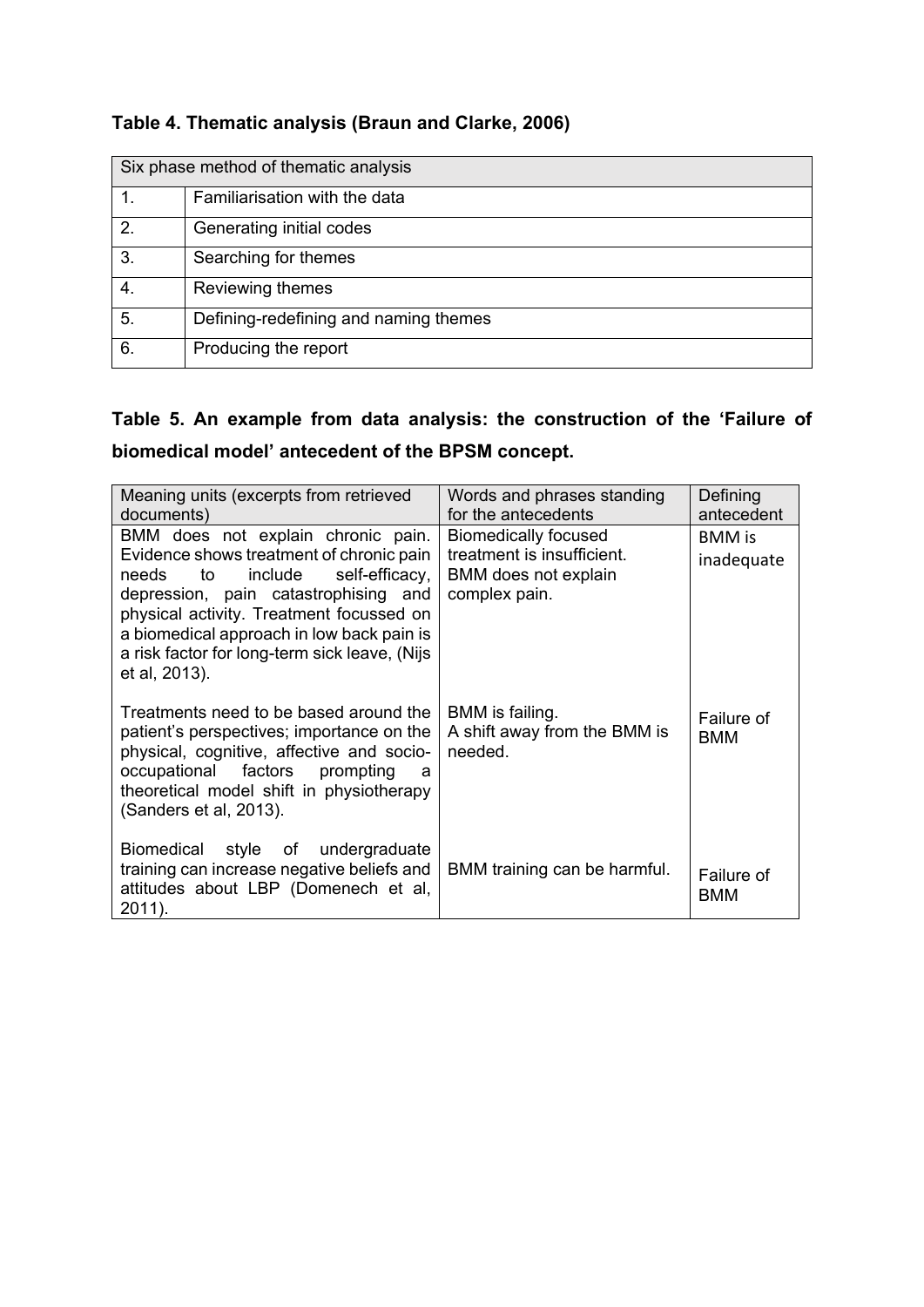**Table 4. Thematic analysis (Braun and Clarke, 2006)**

| Six phase method of thematic analysis | |
|---|---|
| 1. | Familiarisation with the data |
| 2. | Generating initial codes |
| 3. | Searching for themes |
| 4. | Reviewing themes |
| 5. | Defining-redefining and naming themes |
| 6. | Producing the report |

**Table 5. An example from data analysis: the construction of the 'Failure of biomedical model' antecedent of the BPSM concept.**

| Meaning units (excerpts from retrieved documents) | Words and phrases standing for the antecedents | Defining antecedent |
|---|---|---|
| BMM does not explain chronic pain. Evidence shows treatment of chronic pain needs to include self-efficacy, depression, pain catastrophising and physical activity. Treatment focussed on a biomedical approach in low back pain is a risk factor for long-term sick leave, (Nijs et al, 2013). | Biomedically focused treatment is insufficient.<br>BMM does not explain complex pain. | BMM is inadequate |
| Treatments need to be based around the patient's perspectives; importance on the physical, cognitive, affective and socio-occupational factors prompting a theoretical model shift in physiotherapy (Sanders et al, 2013). | BMM is failing.<br>A shift away from the BMM is needed. | Failure of BMM |
| Biomedical style of undergraduate training can increase negative beliefs and attitudes about LBP (Domenech et al, 2011). | BMM training can be harmful. | Failure of BMM |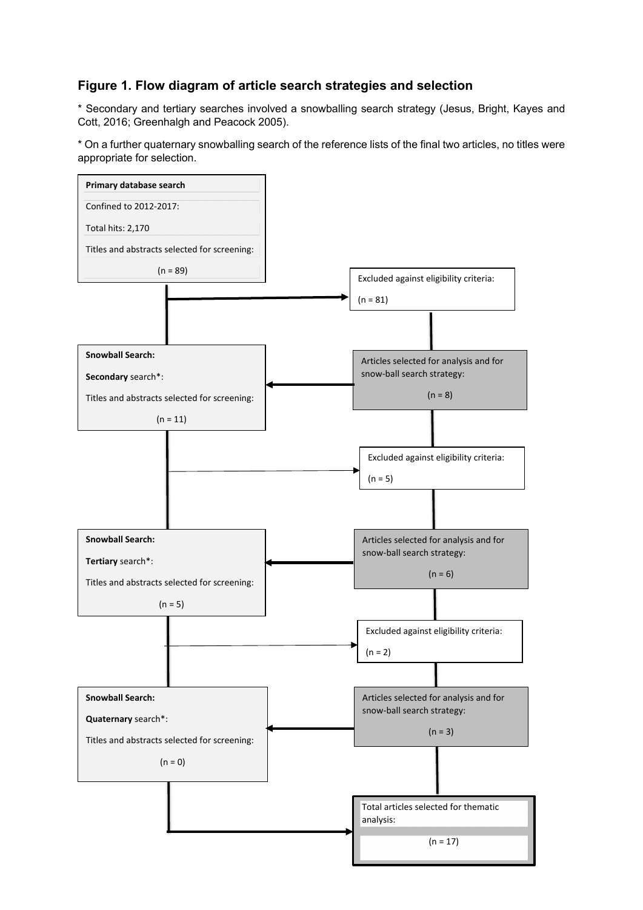## Figure 1. Flow diagram of article search strategies and selection

* Secondary and tertiary searches involved a snowballing search strategy (Jesus, Bright, Kayes and Cott, 2016; Greenhalgh and Peacock 2005).

* On a further quaternary snowballing search of the reference lists of the final two articles, no titles were appropriate for selection.

**Primary database search**

Confined to 2012-2017:

Total hits: 2,170

Titles and abstracts selected for screening:

(n = 89)

Excluded against eligibility criteria:

(n = 81)

Articles selected for analysis and for snow-ball search strategy:

(n = 8)

**Snowball Search:**

**Secondary** search*:

Titles and abstracts selected for screening:

(n = 11)

Excluded against eligibility criteria:

(n = 5)

Articles selected for analysis and for snow-ball search strategy:

(n = 6)

**Snowball Search:**

**Tertiary** search*:

Titles and abstracts selected for screening:

(n = 5)

Excluded against eligibility criteria:

(n = 2)

Articles selected for analysis and for snow-ball search strategy:

(n = 3)

**Snowball Search:**

**Quaternary** search*:

Titles and abstracts selected for screening:

(n = 0)

Total articles selected for thematic analysis:

(n = 17)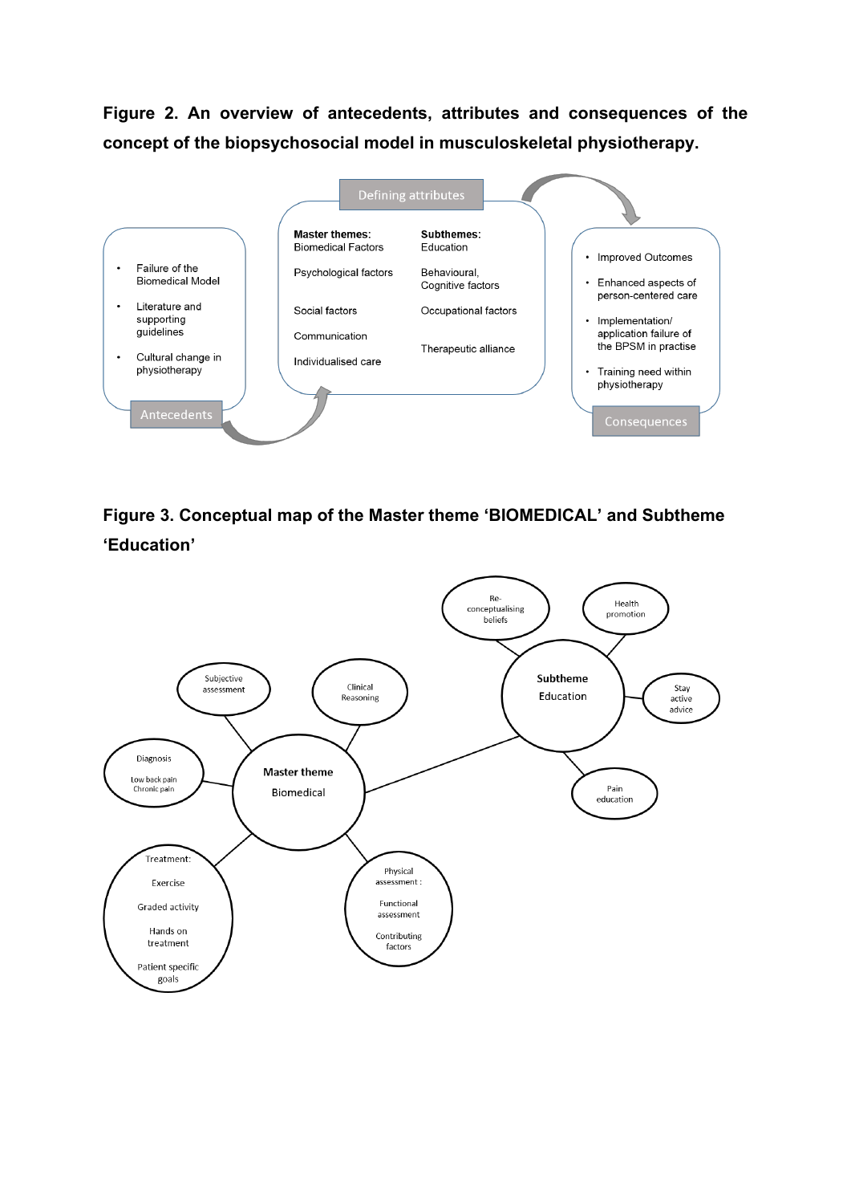**Figure 2. An overview of antecedents, attributes and consequences of the concept of the biopsychosocial model in musculoskeletal physiotherapy.**

Antecedents

- Failure of the Biomedical Model
- Literature and supporting guidelines
- Cultural change in physiotherapy

Defining attributes

| Master themes: | Subthemes: |
| --- | --- |
| Biomedical Factors | Education |
| Psychological factors | Behavioural, Cognitive factors |
| Social factors | Occupational factors |
| Communication | Therapeutic alliance |
| Individualised care | |

Consequences

- Improved Outcomes
- Enhanced aspects of person-centered care
- Implementation/ application failure of the BPSM in practise
- Training need within physiotherapy

**Figure 3. Conceptual map of the Master theme 'BIOMEDICAL' and Subtheme 'Education'**

Master theme Biomedical

- Subjective assessment
- Clinical Reasoning
- Diagnosis: Low back pain, Chronic pain
- Treatment: Exercise, Graded activity, Hands on treatment, Patient specific goals
- Physical assessment: Functional assessment, Contributing factors

Subtheme Education

- Re-conceptualising beliefs
- Health promotion
- Stay active advice
- Pain education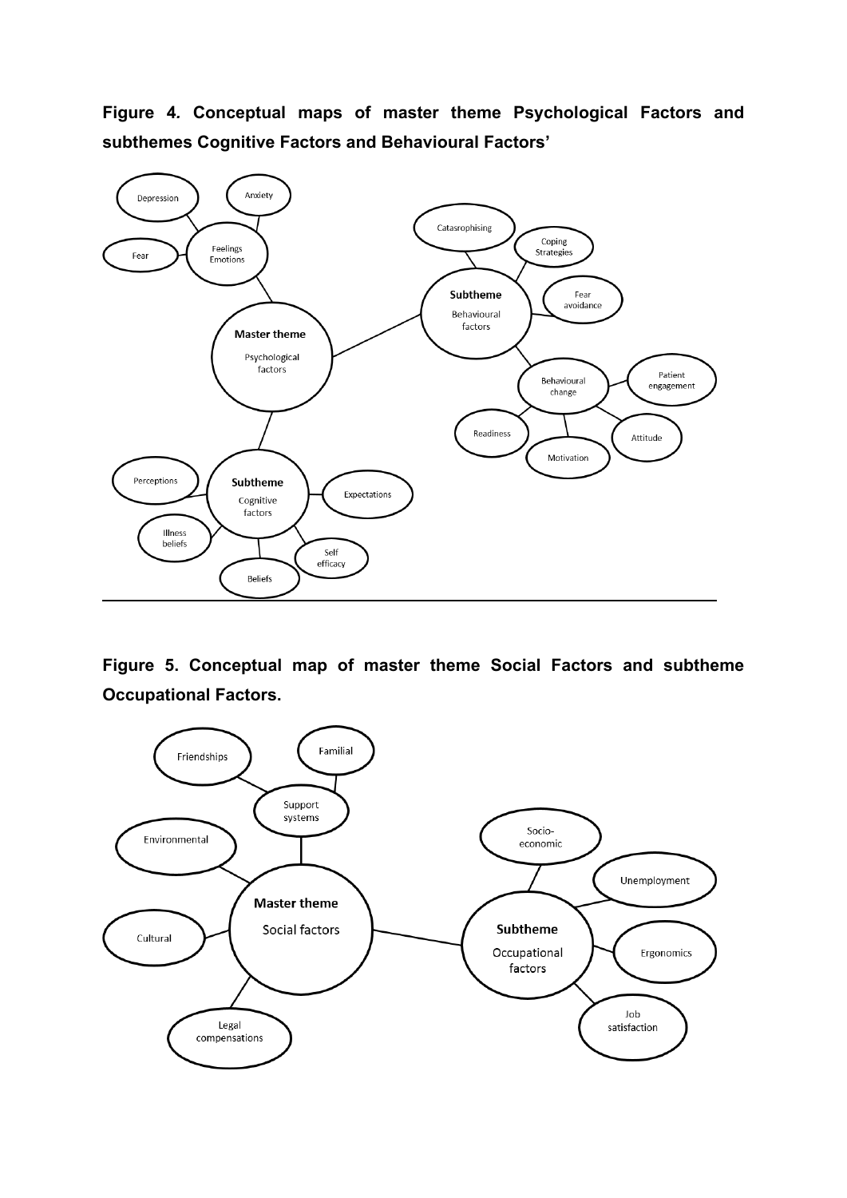**Figure 4. Conceptual maps of master theme Psychological Factors and subthemes Cognitive Factors and Behavioural Factors'**

**Figure 5. Conceptual map of master theme Social Factors and subtheme Occupational Factors.**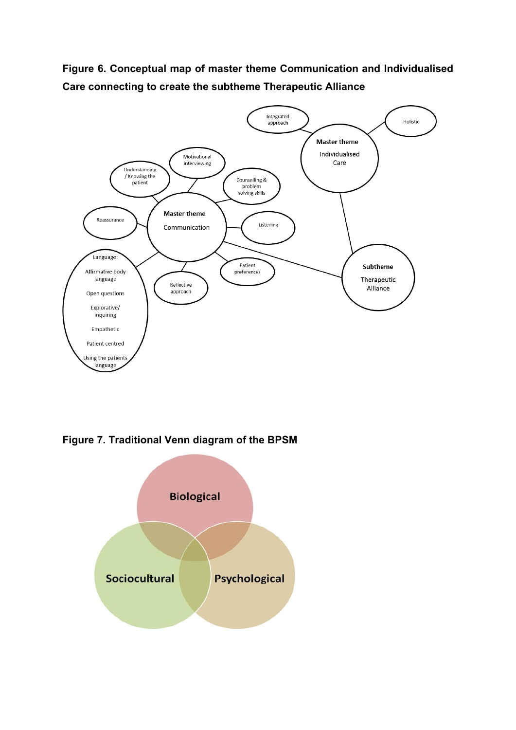**Figure 6. Conceptual map of master theme Communication and Individualised Care connecting to create the subtheme Therapeutic Alliance**

**Figure 7. Traditional Venn diagram of the BPSM**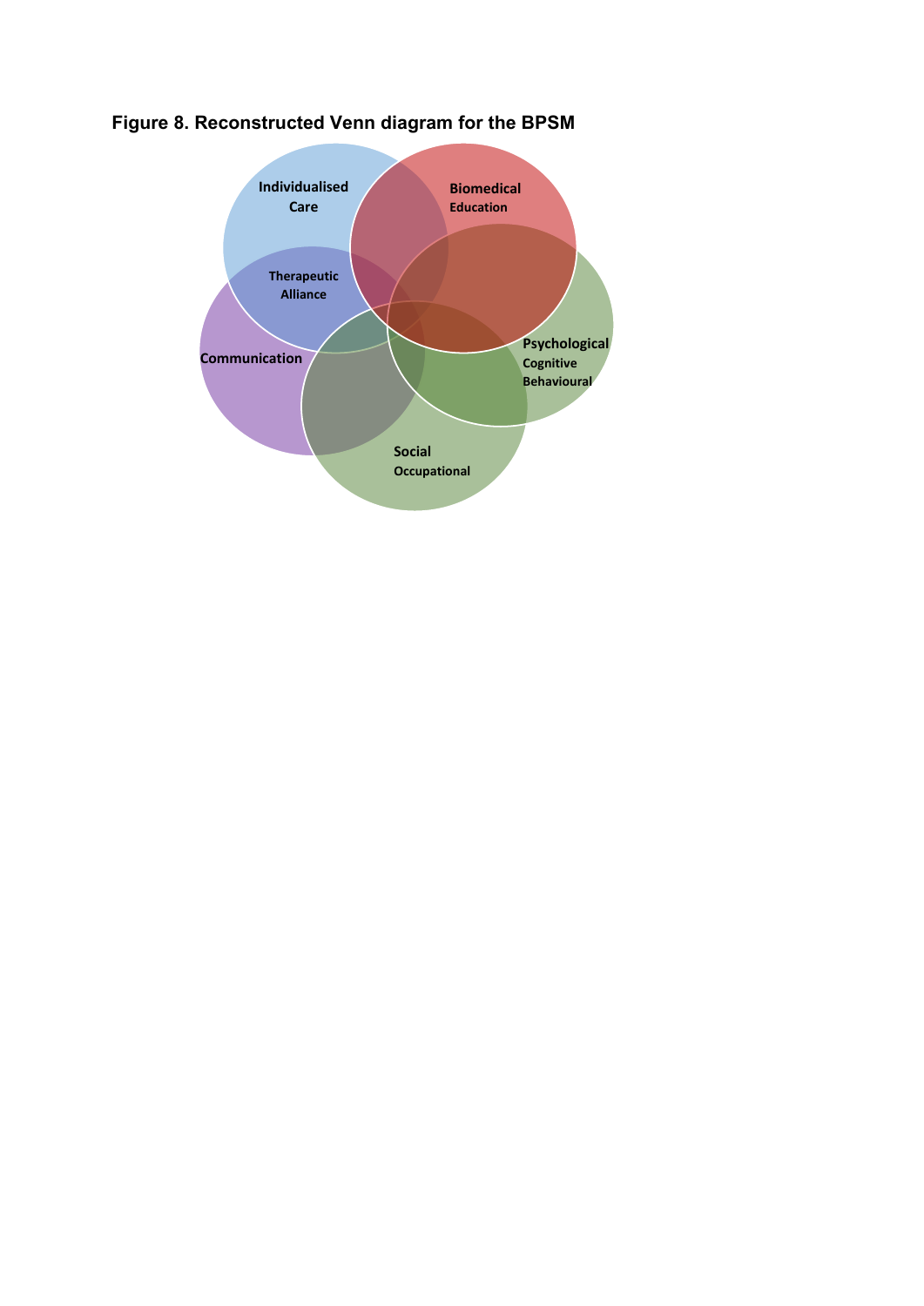**Figure 8. Reconstructed Venn diagram for the BPSM**

Individualised Care

Biomedical Education

Therapeutic Alliance

Communication

Psychological Cognitive Behavioural

Social Occupational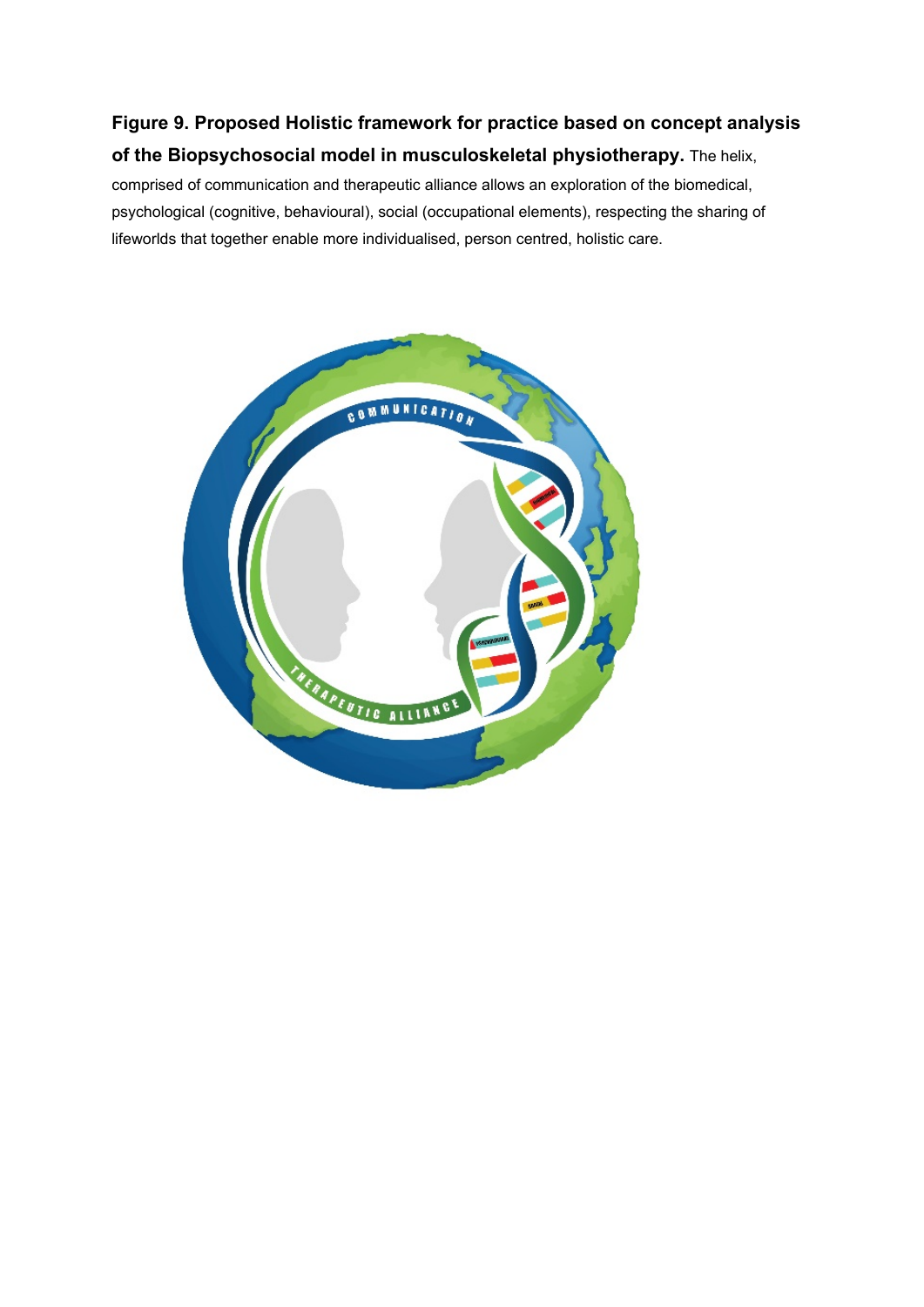**Figure 9. Proposed Holistic framework for practice based on concept analysis of the Biopsychosocial model in musculoskeletal physiotherapy.** The helix, comprised of communication and therapeutic alliance allows an exploration of the biomedical, psychological (cognitive, behavioural), social (occupational elements), respecting the sharing of lifeworlds that together enable more individualised, person centred, holistic care.

COMMUNICATION

THERAPEUTIC ALLIANCE